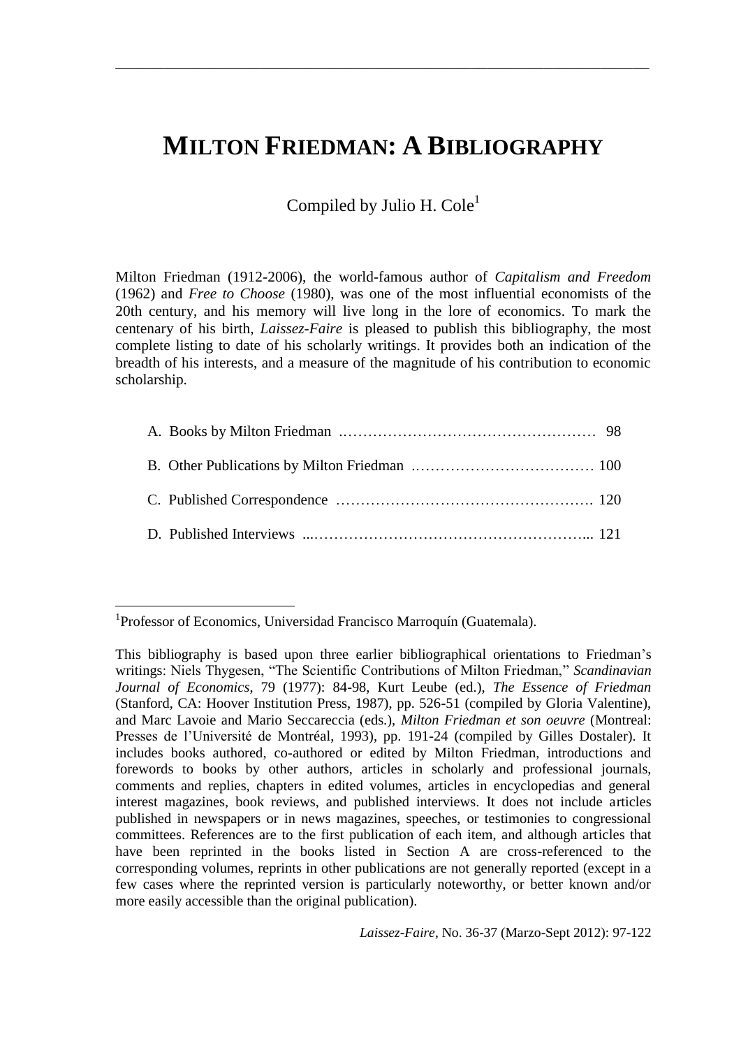# MILTON FRIEDMAN: A BIBLIOGRAPHY

Compiled by Julio H. Cole[1]

Milton Friedman (1912-2006), the world-famous author of *Capitalism and Freedom* (1962) and *Free to Choose* (1980), was one of the most influential economists of the 20th century, and his memory will live long in the lore of economics. To mark the centenary of his birth, *Laissez-Faire* is pleased to publish this bibliography, the most complete listing to date of his scholarly writings. It provides both an indication of the breadth of his interests, and a measure of the magnitude of his contribution to economic scholarship.

A. Books by Milton Friedman .…………………………………………… 98

B. Other Publications by Milton Friedman .……………………………… 100

C. Published Correspondence ……………………………………………. 120

D. Published Interviews ...………………………………………………... 121

---

[1]Professor of Economics, Universidad Francisco Marroquín (Guatemala).

This bibliography is based upon three earlier bibliographical orientations to Friedman's writings: Niels Thygesen, "The Scientific Contributions of Milton Friedman," *Scandinavian Journal of Economics*, 79 (1977): 84-98, Kurt Leube (ed.), *The Essence of Friedman* (Stanford, CA: Hoover Institution Press, 1987), pp. 526-51 (compiled by Gloria Valentine), and Marc Lavoie and Mario Seccareccia (eds.), *Milton Friedman et son oeuvre* (Montreal: Presses de l'Université de Montréal, 1993), pp. 191-24 (compiled by Gilles Dostaler). It includes books authored, co-authored or edited by Milton Friedman, introductions and forewords to books by other authors, articles in scholarly and professional journals, comments and replies, chapters in edited volumes, articles in encyclopedias and general interest magazines, book reviews, and published interviews. It does not include articles published in newspapers or in news magazines, speeches, or testimonies to congressional committees. References are to the first publication of each item, and although articles that have been reprinted in the books listed in Section A are cross-referenced to the corresponding volumes, reprints in other publications are not generally reported (except in a few cases where the reprinted version is particularly noteworthy, or better known and/or more easily accessible than the original publication).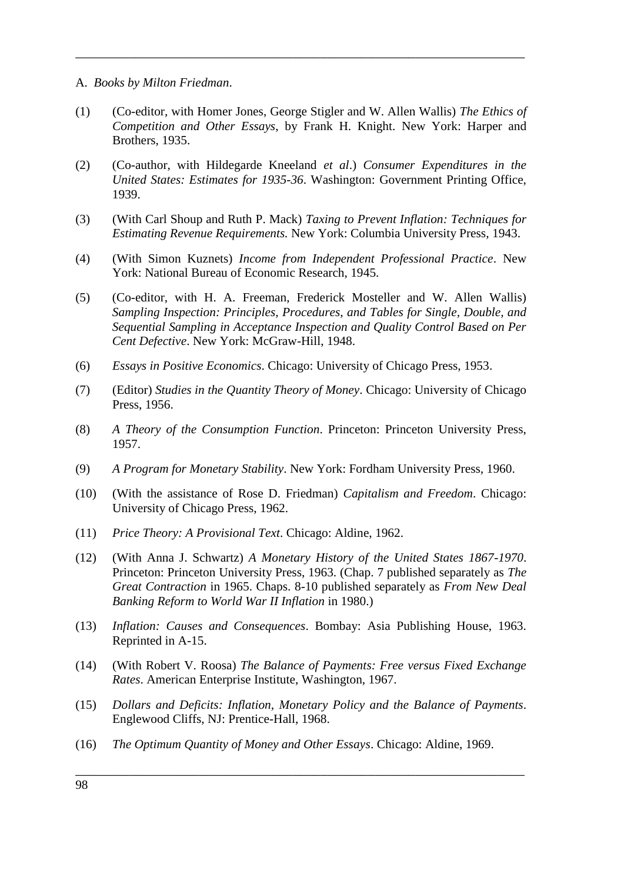A. *Books by Milton Friedman*.

(1) (Co-editor, with Homer Jones, George Stigler and W. Allen Wallis) *The Ethics of Competition and Other Essays*, by Frank H. Knight. New York: Harper and Brothers, 1935.

(2) (Co-author, with Hildegarde Kneeland *et al*.) *Consumer Expenditures in the United States: Estimates for 1935-36*. Washington: Government Printing Office, 1939.

(3) (With Carl Shoup and Ruth P. Mack) *Taxing to Prevent Inflation: Techniques for Estimating Revenue Requirements.* New York: Columbia University Press, 1943.

(4) (With Simon Kuznets) *Income from Independent Professional Practice*. New York: National Bureau of Economic Research, 1945.

(5) (Co-editor, with H. A. Freeman, Frederick Mosteller and W. Allen Wallis) *Sampling Inspection: Principles, Procedures, and Tables for Single, Double, and Sequential Sampling in Acceptance Inspection and Quality Control Based on Per Cent Defective*. New York: McGraw-Hill, 1948.

(6) *Essays in Positive Economics*. Chicago: University of Chicago Press, 1953.

(7) (Editor) *Studies in the Quantity Theory of Money*. Chicago: University of Chicago Press, 1956.

(8) *A Theory of the Consumption Function*. Princeton: Princeton University Press, 1957.

(9) *A Program for Monetary Stability*. New York: Fordham University Press, 1960.

(10) (With the assistance of Rose D. Friedman) *Capitalism and Freedom*. Chicago: University of Chicago Press, 1962.

(11) *Price Theory: A Provisional Text*. Chicago: Aldine, 1962.

(12) (With Anna J. Schwartz) *A Monetary History of the United States 1867-1970*. Princeton: Princeton University Press, 1963. (Chap. 7 published separately as *The Great Contraction* in 1965. Chaps. 8-10 published separately as *From New Deal Banking Reform to World War II Inflation* in 1980.)

(13) *Inflation: Causes and Consequences*. Bombay: Asia Publishing House, 1963. Reprinted in A-15.

(14) (With Robert V. Roosa) *The Balance of Payments: Free versus Fixed Exchange Rates*. American Enterprise Institute, Washington, 1967.

(15) *Dollars and Deficits: Inflation, Monetary Policy and the Balance of Payments*. Englewood Cliffs, NJ: Prentice-Hall, 1968.

(16) *The Optimum Quantity of Money and Other Essays*. Chicago: Aldine, 1969.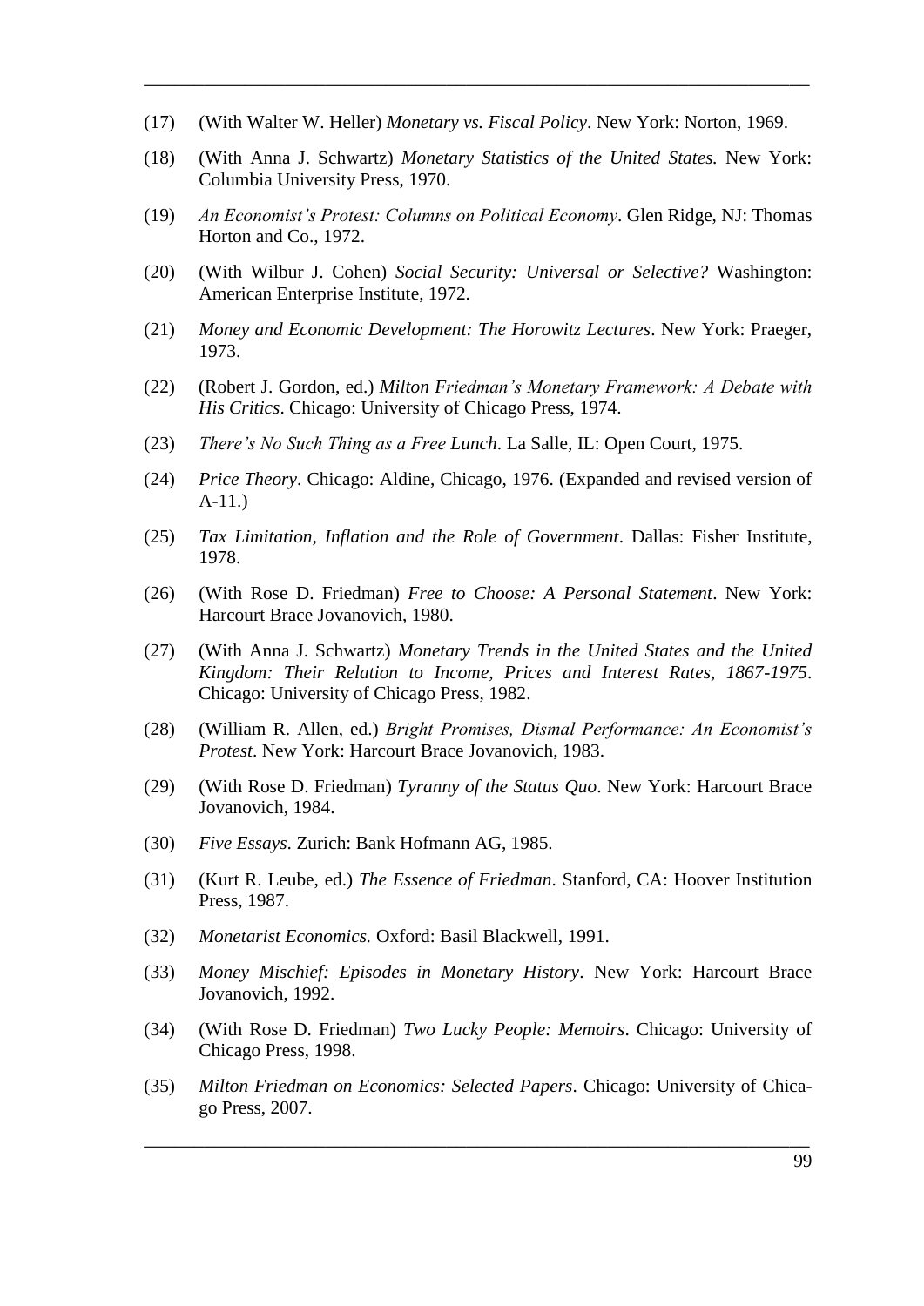(17) (With Walter W. Heller) *Monetary vs. Fiscal Policy*. New York: Norton, 1969.

(18) (With Anna J. Schwartz) *Monetary Statistics of the United States.* New York: Columbia University Press, 1970.

(19) *An Economist's Protest: Columns on Political Economy*. Glen Ridge, NJ: Thomas Horton and Co., 1972.

(20) (With Wilbur J. Cohen) *Social Security: Universal or Selective?* Washington: American Enterprise Institute, 1972.

(21) *Money and Economic Development: The Horowitz Lectures*. New York: Praeger, 1973.

(22) (Robert J. Gordon, ed.) *Milton Friedman's Monetary Framework: A Debate with His Critics*. Chicago: University of Chicago Press, 1974.

(23) *There's No Such Thing as a Free Lunch*. La Salle, IL: Open Court, 1975.

(24) *Price Theory*. Chicago: Aldine, Chicago, 1976. (Expanded and revised version of A-11.)

(25) *Tax Limitation, Inflation and the Role of Government*. Dallas: Fisher Institute, 1978.

(26) (With Rose D. Friedman) *Free to Choose: A Personal Statement*. New York: Harcourt Brace Jovanovich, 1980.

(27) (With Anna J. Schwartz) *Monetary Trends in the United States and the United Kingdom: Their Relation to Income, Prices and Interest Rates, 1867-1975*. Chicago: University of Chicago Press, 1982.

(28) (William R. Allen, ed.) *Bright Promises, Dismal Performance: An Economist's Protest*. New York: Harcourt Brace Jovanovich, 1983.

(29) (With Rose D. Friedman) *Tyranny of the Status Quo*. New York: Harcourt Brace Jovanovich, 1984.

(30) *Five Essays*. Zurich: Bank Hofmann AG, 1985.

(31) (Kurt R. Leube, ed.) *The Essence of Friedman*. Stanford, CA: Hoover Institution Press, 1987.

(32) *Monetarist Economics.* Oxford: Basil Blackwell, 1991.

(33) *Money Mischief: Episodes in Monetary History*. New York: Harcourt Brace Jovanovich, 1992.

(34) (With Rose D. Friedman) *Two Lucky People: Memoirs*. Chicago: University of Chicago Press, 1998.

(35) *Milton Friedman on Economics: Selected Papers*. Chicago: University of Chicago Press, 2007.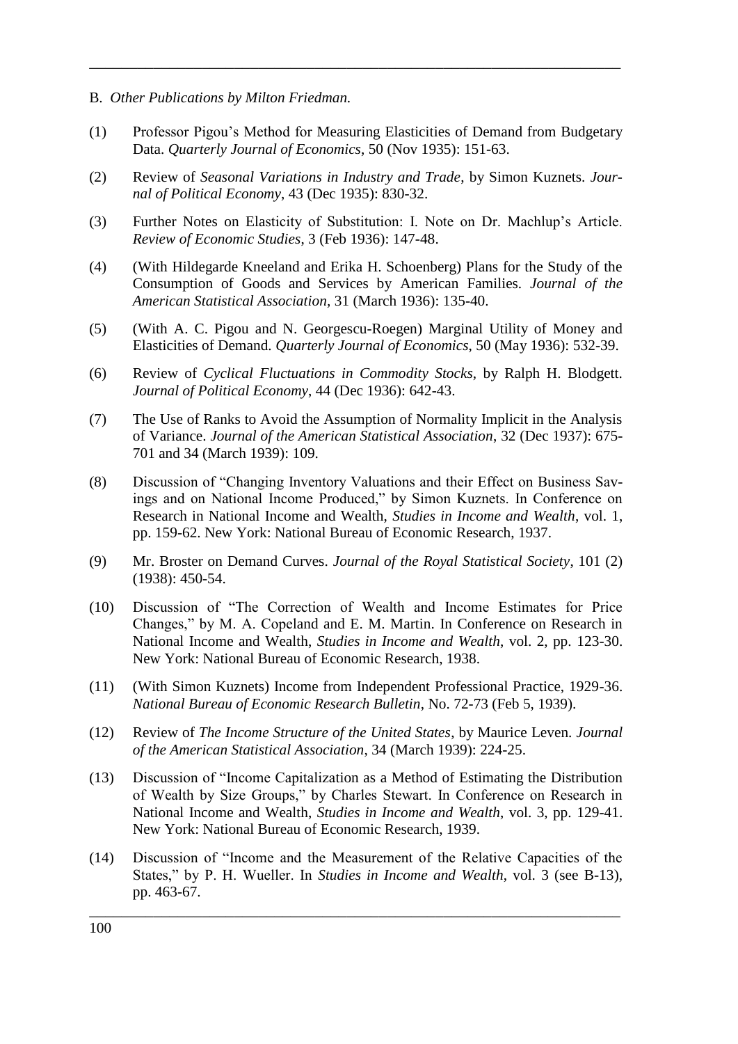B. *Other Publications by Milton Friedman.*

(1) Professor Pigou's Method for Measuring Elasticities of Demand from Budgetary Data. *Quarterly Journal of Economics*, 50 (Nov 1935): 151-63.

(2) Review of *Seasonal Variations in Industry and Trade*, by Simon Kuznets. *Journal of Political Economy*, 43 (Dec 1935): 830-32.

(3) Further Notes on Elasticity of Substitution: I. Note on Dr. Machlup's Article. *Review of Economic Studies*, 3 (Feb 1936): 147-48.

(4) (With Hildegarde Kneeland and Erika H. Schoenberg) Plans for the Study of the Consumption of Goods and Services by American Families. *Journal of the American Statistical Association*, 31 (March 1936): 135-40.

(5) (With A. C. Pigou and N. Georgescu-Roegen) Marginal Utility of Money and Elasticities of Demand. *Quarterly Journal of Economics*, 50 (May 1936): 532-39.

(6) Review of *Cyclical Fluctuations in Commodity Stocks*, by Ralph H. Blodgett. *Journal of Political Economy*, 44 (Dec 1936): 642-43.

(7) The Use of Ranks to Avoid the Assumption of Normality Implicit in the Analysis of Variance. *Journal of the American Statistical Association*, 32 (Dec 1937): 675-701 and 34 (March 1939): 109.

(8) Discussion of "Changing Inventory Valuations and their Effect on Business Savings and on National Income Produced," by Simon Kuznets. In Conference on Research in National Income and Wealth, *Studies in Income and Wealth*, vol. 1, pp. 159-62. New York: National Bureau of Economic Research, 1937.

(9) Mr. Broster on Demand Curves. *Journal of the Royal Statistical Society*, 101 (2) (1938): 450-54.

(10) Discussion of "The Correction of Wealth and Income Estimates for Price Changes," by M. A. Copeland and E. M. Martin. In Conference on Research in National Income and Wealth, *Studies in Income and Wealth*, vol. 2, pp. 123-30. New York: National Bureau of Economic Research, 1938.

(11) (With Simon Kuznets) Income from Independent Professional Practice, 1929-36. *National Bureau of Economic Research Bulletin*, No. 72-73 (Feb 5, 1939).

(12) Review of *The Income Structure of the United States*, by Maurice Leven. *Journal of the American Statistical Association*, 34 (March 1939): 224-25.

(13) Discussion of "Income Capitalization as a Method of Estimating the Distribution of Wealth by Size Groups," by Charles Stewart. In Conference on Research in National Income and Wealth, *Studies in Income and Wealth*, vol. 3, pp. 129-41. New York: National Bureau of Economic Research, 1939.

(14) Discussion of "Income and the Measurement of the Relative Capacities of the States," by P. H. Wueller. In *Studies in Income and Wealth*, vol. 3 (see B-13), pp. 463-67.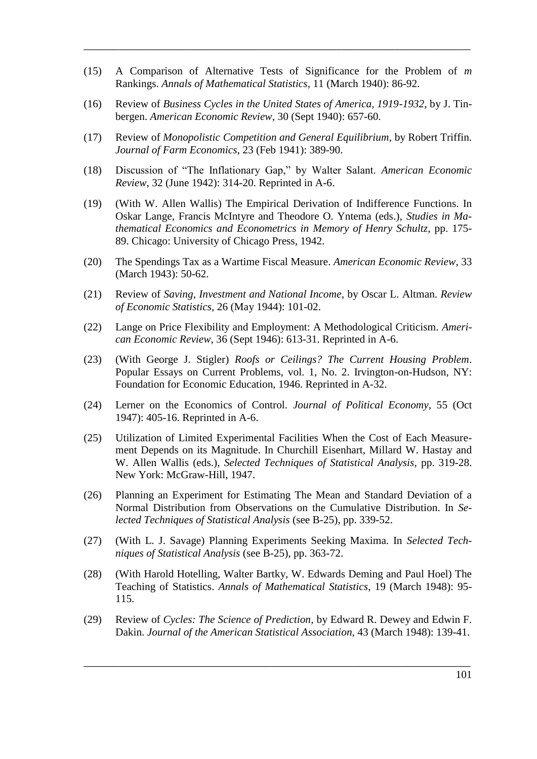(15) A Comparison of Alternative Tests of Significance for the Problem of *m* Rankings. *Annals of Mathematical Statistics*, 11 (March 1940): 86-92.

(16) Review of *Business Cycles in the United States of America, 1919-1932*, by J. Tinbergen. *American Economic Review*, 30 (Sept 1940): 657-60.

(17) Review of *Monopolistic Competition and General Equilibrium*, by Robert Triffin. *Journal of Farm Economics*, 23 (Feb 1941): 389-90.

(18) Discussion of "The Inflationary Gap," by Walter Salant. *American Economic Review*, 32 (June 1942): 314-20. Reprinted in A-6.

(19) (With W. Allen Wallis) The Empirical Derivation of Indifference Functions. In Oskar Lange, Francis McIntyre and Theodore O. Yntema (eds.), *Studies in Mathematical Economics and Econometrics in Memory of Henry Schultz*, pp. 175-89. Chicago: University of Chicago Press, 1942.

(20) The Spendings Tax as a Wartime Fiscal Measure. *American Economic Review*, 33 (March 1943): 50-62.

(21) Review of *Saving, Investment and National Income*, by Oscar L. Altman. *Review of Economic Statistics*, 26 (May 1944): 101-02.

(22) Lange on Price Flexibility and Employment: A Methodological Criticism. *American Economic Review*, 36 (Sept 1946): 613-31. Reprinted in A-6.

(23) (With George J. Stigler) *Roofs or Ceilings? The Current Housing Problem*. Popular Essays on Current Problems, vol. 1, No. 2. Irvington-on-Hudson, NY: Foundation for Economic Education, 1946. Reprinted in A-32.

(24) Lerner on the Economics of Control. *Journal of Political Economy*, 55 (Oct 1947): 405-16. Reprinted in A-6.

(25) Utilization of Limited Experimental Facilities When the Cost of Each Measurement Depends on its Magnitude. In Churchill Eisenhart, Millard W. Hastay and W. Allen Wallis (eds.), *Selected Techniques of Statistical Analysis*, pp. 319-28. New York: McGraw-Hill, 1947.

(26) Planning an Experiment for Estimating The Mean and Standard Deviation of a Normal Distribution from Observations on the Cumulative Distribution. In *Selected Techniques of Statistical Analysis* (see B-25), pp. 339-52.

(27) (With L. J. Savage) Planning Experiments Seeking Maxima. In *Selected Techniques of Statistical Analysis* (see B-25), pp. 363-72.

(28) (With Harold Hotelling, Walter Bartky, W. Edwards Deming and Paul Hoel) The Teaching of Statistics. *Annals of Mathematical Statistics*, 19 (March 1948): 95-115.

(29) Review of *Cycles: The Science of Prediction*, by Edward R. Dewey and Edwin F. Dakin. *Journal of the American Statistical Association*, 43 (March 1948): 139-41.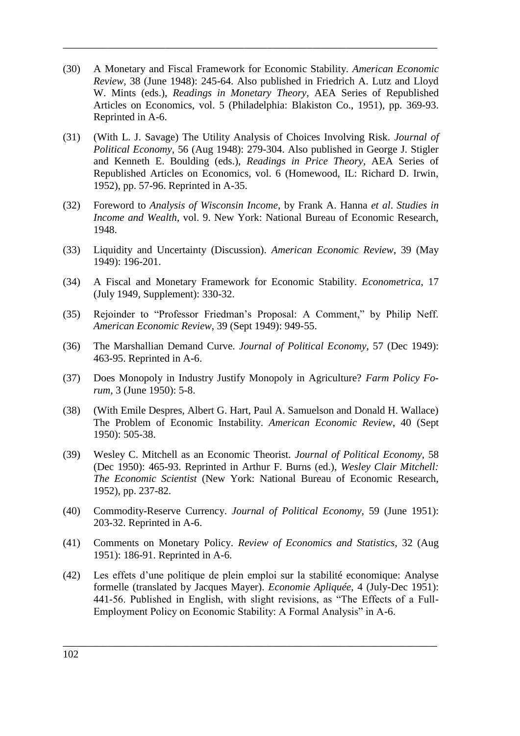(30) A Monetary and Fiscal Framework for Economic Stability. *American Economic Review*, 38 (June 1948): 245-64. Also published in Friedrich A. Lutz and Lloyd W. Mints (eds.), *Readings in Monetary Theory*, AEA Series of Republished Articles on Economics, vol. 5 (Philadelphia: Blakiston Co., 1951), pp. 369-93. Reprinted in A-6.

(31) (With L. J. Savage) The Utility Analysis of Choices Involving Risk. *Journal of Political Economy*, 56 (Aug 1948): 279-304. Also published in George J. Stigler and Kenneth E. Boulding (eds.), *Readings in Price Theory*, AEA Series of Republished Articles on Economics, vol. 6 (Homewood, IL: Richard D. Irwin, 1952), pp. 57-96. Reprinted in A-35.

(32) Foreword to *Analysis of Wisconsin Income*, by Frank A. Hanna *et al*. *Studies in Income and Wealth*, vol. 9. New York: National Bureau of Economic Research, 1948.

(33) Liquidity and Uncertainty (Discussion). *American Economic Review*, 39 (May 1949): 196-201.

(34) A Fiscal and Monetary Framework for Economic Stability. *Econometrica*, 17 (July 1949, Supplement): 330-32.

(35) Rejoinder to "Professor Friedman's Proposal: A Comment," by Philip Neff. *American Economic Review*, 39 (Sept 1949): 949-55.

(36) The Marshallian Demand Curve. *Journal of Political Economy*, 57 (Dec 1949): 463-95. Reprinted in A-6.

(37) Does Monopoly in Industry Justify Monopoly in Agriculture? *Farm Policy Forum*, 3 (June 1950): 5-8.

(38) (With Emile Despres, Albert G. Hart, Paul A. Samuelson and Donald H. Wallace) The Problem of Economic Instability. *American Economic Review*, 40 (Sept 1950): 505-38.

(39) Wesley C. Mitchell as an Economic Theorist. *Journal of Political Economy*, 58 (Dec 1950): 465-93. Reprinted in Arthur F. Burns (ed.), *Wesley Clair Mitchell: The Economic Scientist* (New York: National Bureau of Economic Research, 1952), pp. 237-82.

(40) Commodity-Reserve Currency. *Journal of Political Economy*, 59 (June 1951): 203-32. Reprinted in A-6.

(41) Comments on Monetary Policy. *Review of Economics and Statistics*, 32 (Aug 1951): 186-91. Reprinted in A-6.

(42) Les effets d'une politique de plein emploi sur la stabilité economique: Analyse formelle (translated by Jacques Mayer). *Economie Apliquée*, 4 (July-Dec 1951): 441-56. Published in English, with slight revisions, as "The Effects of a Full-Employment Policy on Economic Stability: A Formal Analysis" in A-6.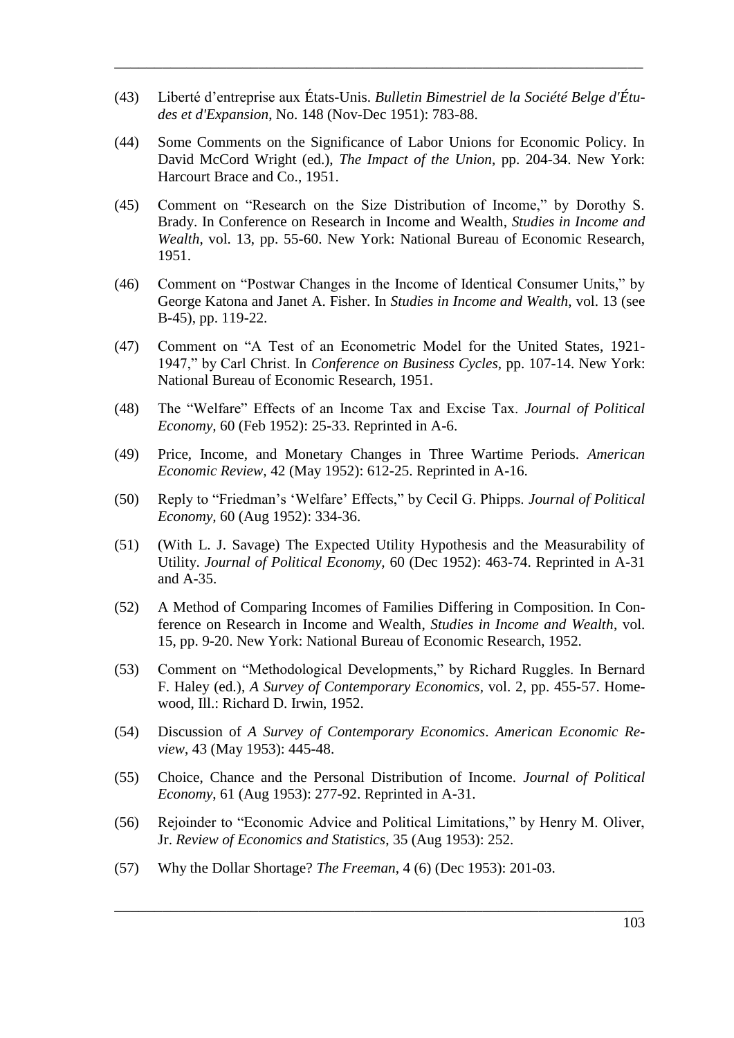(43) Liberté d'entreprise aux États-Unis. *Bulletin Bimestriel de la Société Belge d'Études et d'Expansion*, No. 148 (Nov-Dec 1951): 783-88.

(44) Some Comments on the Significance of Labor Unions for Economic Policy. In David McCord Wright (ed.), *The Impact of the Union*, pp. 204-34. New York: Harcourt Brace and Co., 1951.

(45) Comment on "Research on the Size Distribution of Income," by Dorothy S. Brady. In Conference on Research in Income and Wealth, *Studies in Income and Wealth*, vol. 13, pp. 55-60. New York: National Bureau of Economic Research, 1951.

(46) Comment on "Postwar Changes in the Income of Identical Consumer Units," by George Katona and Janet A. Fisher. In *Studies in Income and Wealth*, vol. 13 (see B-45), pp. 119-22.

(47) Comment on "A Test of an Econometric Model for the United States, 1921-1947," by Carl Christ. In *Conference on Business Cycles*, pp. 107-14. New York: National Bureau of Economic Research, 1951.

(48) The "Welfare" Effects of an Income Tax and Excise Tax. *Journal of Political Economy*, 60 (Feb 1952): 25-33. Reprinted in A-6.

(49) Price, Income, and Monetary Changes in Three Wartime Periods. *American Economic Review*, 42 (May 1952): 612-25. Reprinted in A-16.

(50) Reply to "Friedman's 'Welfare' Effects," by Cecil G. Phipps. *Journal of Political Economy*, 60 (Aug 1952): 334-36.

(51) (With L. J. Savage) The Expected Utility Hypothesis and the Measurability of Utility. *Journal of Political Economy*, 60 (Dec 1952): 463-74. Reprinted in A-31 and A-35.

(52) A Method of Comparing Incomes of Families Differing in Composition. In Conference on Research in Income and Wealth, *Studies in Income and Wealth*, vol. 15, pp. 9-20. New York: National Bureau of Economic Research, 1952.

(53) Comment on "Methodological Developments," by Richard Ruggles. In Bernard F. Haley (ed.), *A Survey of Contemporary Economics*, vol. 2, pp. 455-57. Homewood, Ill.: Richard D. Irwin, 1952.

(54) Discussion of *A Survey of Contemporary Economics*. *American Economic Review*, 43 (May 1953): 445-48.

(55) Choice, Chance and the Personal Distribution of Income. *Journal of Political Economy*, 61 (Aug 1953): 277-92. Reprinted in A-31.

(56) Rejoinder to "Economic Advice and Political Limitations," by Henry M. Oliver, Jr. *Review of Economics and Statistics*, 35 (Aug 1953): 252.

(57) Why the Dollar Shortage? *The Freeman*, 4 (6) (Dec 1953): 201-03.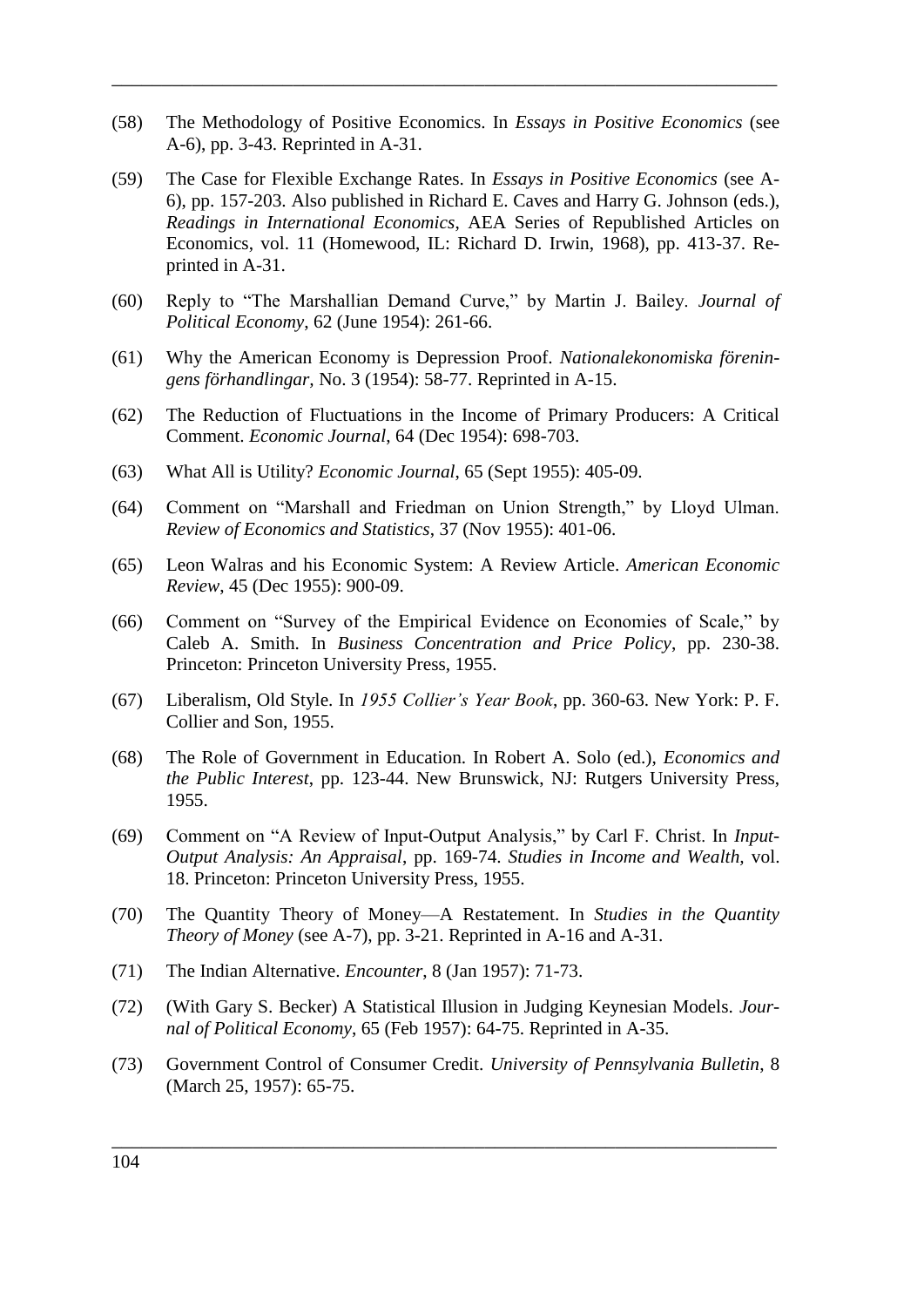(58) The Methodology of Positive Economics. In *Essays in Positive Economics* (see A-6), pp. 3-43. Reprinted in A-31.

(59) The Case for Flexible Exchange Rates. In *Essays in Positive Economics* (see A-6), pp. 157-203. Also published in Richard E. Caves and Harry G. Johnson (eds.), *Readings in International Economics*, AEA Series of Republished Articles on Economics, vol. 11 (Homewood, IL: Richard D. Irwin, 1968), pp. 413-37. Reprinted in A-31.

(60) Reply to "The Marshallian Demand Curve," by Martin J. Bailey. *Journal of Political Economy*, 62 (June 1954): 261-66.

(61) Why the American Economy is Depression Proof. *Nationalekonomiska föreningens förhandlingar*, No. 3 (1954): 58-77. Reprinted in A-15.

(62) The Reduction of Fluctuations in the Income of Primary Producers: A Critical Comment. *Economic Journal*, 64 (Dec 1954): 698-703.

(63) What All is Utility? *Economic Journal*, 65 (Sept 1955): 405-09.

(64) Comment on "Marshall and Friedman on Union Strength," by Lloyd Ulman. *Review of Economics and Statistics*, 37 (Nov 1955): 401-06.

(65) Leon Walras and his Economic System: A Review Article. *American Economic Review*, 45 (Dec 1955): 900-09.

(66) Comment on "Survey of the Empirical Evidence on Economies of Scale," by Caleb A. Smith. In *Business Concentration and Price Policy*, pp. 230-38. Princeton: Princeton University Press, 1955.

(67) Liberalism, Old Style. In *1955 Collier's Year Book*, pp. 360-63. New York: P. F. Collier and Son, 1955.

(68) The Role of Government in Education. In Robert A. Solo (ed.), *Economics and the Public Interest*, pp. 123-44. New Brunswick, NJ: Rutgers University Press, 1955.

(69) Comment on "A Review of Input-Output Analysis," by Carl F. Christ. In *Input-Output Analysis: An Appraisal*, pp. 169-74. *Studies in Income and Wealth*, vol. 18. Princeton: Princeton University Press, 1955.

(70) The Quantity Theory of Money—A Restatement. In *Studies in the Quantity Theory of Money* (see A-7), pp. 3-21. Reprinted in A-16 and A-31.

(71) The Indian Alternative. *Encounter*, 8 (Jan 1957): 71-73.

(72) (With Gary S. Becker) A Statistical Illusion in Judging Keynesian Models. *Journal of Political Economy*, 65 (Feb 1957): 64-75. Reprinted in A-35.

(73) Government Control of Consumer Credit. *University of Pennsylvania Bulletin*, 8 (March 25, 1957): 65-75.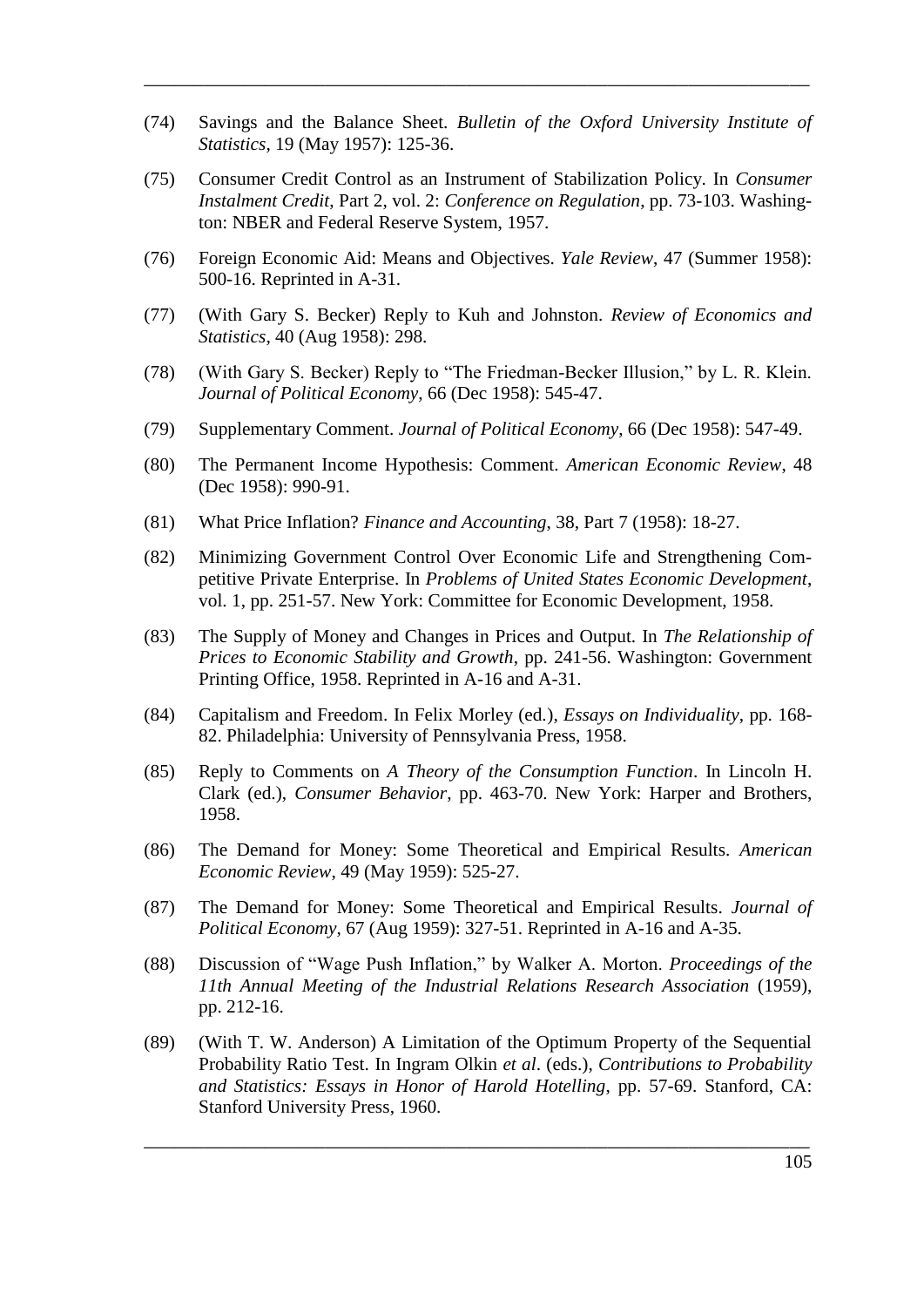(74) Savings and the Balance Sheet. *Bulletin of the Oxford University Institute of Statistics*, 19 (May 1957): 125-36.

(75) Consumer Credit Control as an Instrument of Stabilization Policy. In *Consumer Instalment Credit*, Part 2, vol. 2: *Conference on Regulation*, pp. 73-103. Washington: NBER and Federal Reserve System, 1957.

(76) Foreign Economic Aid: Means and Objectives. *Yale Review*, 47 (Summer 1958): 500-16. Reprinted in A-31.

(77) (With Gary S. Becker) Reply to Kuh and Johnston. *Review of Economics and Statistics*, 40 (Aug 1958): 298.

(78) (With Gary S. Becker) Reply to "The Friedman-Becker Illusion," by L. R. Klein. *Journal of Political Economy*, 66 (Dec 1958): 545-47.

(79) Supplementary Comment. *Journal of Political Economy*, 66 (Dec 1958): 547-49.

(80) The Permanent Income Hypothesis: Comment. *American Economic Review*, 48 (Dec 1958): 990-91.

(81) What Price Inflation? *Finance and Accounting*, 38, Part 7 (1958): 18-27.

(82) Minimizing Government Control Over Economic Life and Strengthening Competitive Private Enterprise. In *Problems of United States Economic Development*, vol. 1, pp. 251-57. New York: Committee for Economic Development, 1958.

(83) The Supply of Money and Changes in Prices and Output. In *The Relationship of Prices to Economic Stability and Growth*, pp. 241-56. Washington: Government Printing Office, 1958. Reprinted in A-16 and A-31.

(84) Capitalism and Freedom. In Felix Morley (ed.), *Essays on Individuality*, pp. 168-82. Philadelphia: University of Pennsylvania Press, 1958.

(85) Reply to Comments on *A Theory of the Consumption Function*. In Lincoln H. Clark (ed.), *Consumer Behavior*, pp. 463-70. New York: Harper and Brothers, 1958.

(86) The Demand for Money: Some Theoretical and Empirical Results. *American Economic Review*, 49 (May 1959): 525-27.

(87) The Demand for Money: Some Theoretical and Empirical Results. *Journal of Political Economy*, 67 (Aug 1959): 327-51. Reprinted in A-16 and A-35.

(88) Discussion of "Wage Push Inflation," by Walker A. Morton. *Proceedings of the 11th Annual Meeting of the Industrial Relations Research Association* (1959), pp. 212-16.

(89) (With T. W. Anderson) A Limitation of the Optimum Property of the Sequential Probability Ratio Test. In Ingram Olkin *et al*. (eds.), *Contributions to Probability and Statistics: Essays in Honor of Harold Hotelling*, pp. 57-69. Stanford, CA: Stanford University Press, 1960.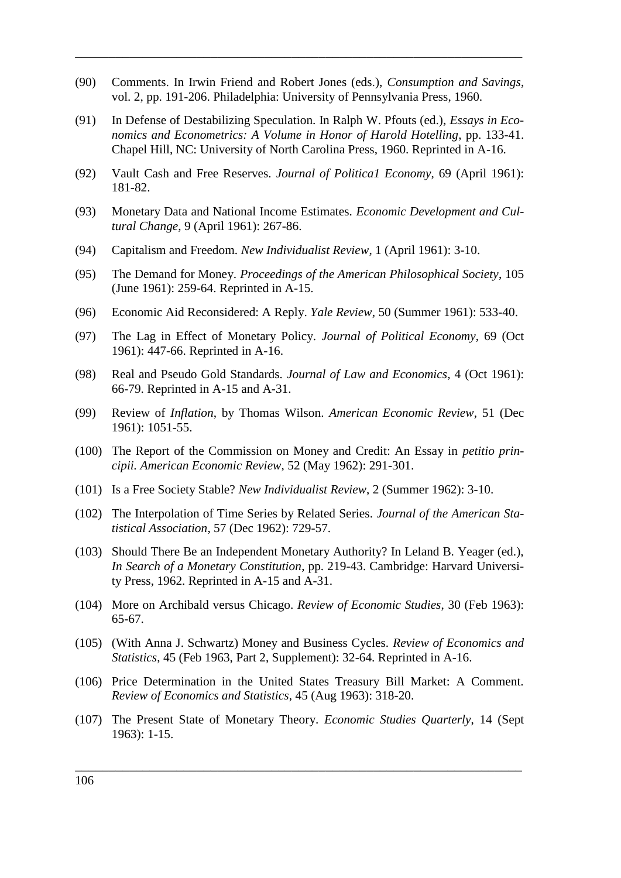(90) Comments. In Irwin Friend and Robert Jones (eds.), *Consumption and Savings*, vol. 2, pp. 191-206. Philadelphia: University of Pennsylvania Press, 1960.

(91) In Defense of Destabilizing Speculation. In Ralph W. Pfouts (ed.), *Essays in Economics and Econometrics: A Volume in Honor of Harold Hotelling*, pp. 133-41. Chapel Hill, NC: University of North Carolina Press, 1960. Reprinted in A-16.

(92) Vault Cash and Free Reserves. *Journal of Politica1 Economy*, 69 (April 1961): 181-82.

(93) Monetary Data and National Income Estimates. *Economic Development and Cultural Change*, 9 (April 1961): 267-86.

(94) Capitalism and Freedom. *New Individualist Review*, 1 (April 1961): 3-10.

(95) The Demand for Money. *Proceedings of the American Philosophical Society*, 105 (June 1961): 259-64. Reprinted in A-15.

(96) Economic Aid Reconsidered: A Reply. *Yale Review*, 50 (Summer 1961): 533-40.

(97) The Lag in Effect of Monetary Policy. *Journal of Political Economy*, 69 (Oct 1961): 447-66. Reprinted in A-16.

(98) Real and Pseudo Gold Standards. *Journal of Law and Economics*, 4 (Oct 1961): 66-79. Reprinted in A-15 and A-31.

(99) Review of *Inflation*, by Thomas Wilson. *American Economic Review*, 51 (Dec 1961): 1051-55.

(100) The Report of the Commission on Money and Credit: An Essay in *petitio principii. American Economic Review*, 52 (May 1962): 291-301.

(101) Is a Free Society Stable? *New Individualist Review*, 2 (Summer 1962): 3-10.

(102) The Interpolation of Time Series by Related Series. *Journal of the American Statistical Association*, 57 (Dec 1962): 729-57.

(103) Should There Be an Independent Monetary Authority? In Leland B. Yeager (ed.), *In Search of a Monetary Constitution*, pp. 219-43. Cambridge: Harvard University Press, 1962. Reprinted in A-15 and A-31.

(104) More on Archibald versus Chicago. *Review of Economic Studies*, 30 (Feb 1963): 65-67.

(105) (With Anna J. Schwartz) Money and Business Cycles. *Review of Economics and Statistics*, 45 (Feb 1963, Part 2, Supplement): 32-64. Reprinted in A-16.

(106) Price Determination in the United States Treasury Bill Market: A Comment. *Review of Economics and Statistics*, 45 (Aug 1963): 318-20.

(107) The Present State of Monetary Theory. *Economic Studies Quarterly*, 14 (Sept 1963): 1-15.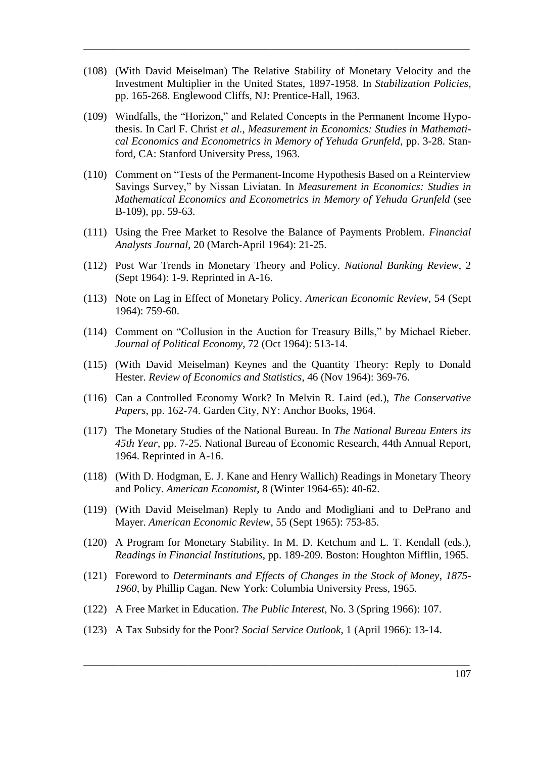(108) (With David Meiselman) The Relative Stability of Monetary Velocity and the Investment Multiplier in the United States, 1897-1958. In *Stabilization Policies*, pp. 165-268. Englewood Cliffs, NJ: Prentice-Hall, 1963.

(109) Windfalls, the "Horizon," and Related Concepts in the Permanent Income Hypothesis. In Carl F. Christ *et al*., *Measurement in Economics: Studies in Mathematical Economics and Econometrics in Memory of Yehuda Grunfeld*, pp. 3-28. Stanford, CA: Stanford University Press, 1963.

(110) Comment on "Tests of the Permanent-Income Hypothesis Based on a Reinterview Savings Survey," by Nissan Liviatan. In *Measurement in Economics: Studies in Mathematical Economics and Econometrics in Memory of Yehuda Grunfeld* (see B-109), pp. 59-63.

(111) Using the Free Market to Resolve the Balance of Payments Problem. *Financial Analysts Journal*, 20 (March-April 1964): 21-25.

(112) Post War Trends in Monetary Theory and Policy. *National Banking Review*, 2 (Sept 1964): 1-9. Reprinted in A-16.

(113) Note on Lag in Effect of Monetary Policy. *American Economic Review*, 54 (Sept 1964): 759-60.

(114) Comment on "Collusion in the Auction for Treasury Bills," by Michael Rieber. *Journal of Political Economy*, 72 (Oct 1964): 513-14.

(115) (With David Meiselman) Keynes and the Quantity Theory: Reply to Donald Hester. *Review of Economics and Statistics*, 46 (Nov 1964): 369-76.

(116) Can a Controlled Economy Work? In Melvin R. Laird (ed.), *The Conservative Papers*, pp. 162-74. Garden City, NY: Anchor Books, 1964.

(117) The Monetary Studies of the National Bureau. In *The National Bureau Enters its 45th Year*, pp. 7-25. National Bureau of Economic Research, 44th Annual Report, 1964. Reprinted in A-16.

(118) (With D. Hodgman, E. J. Kane and Henry Wallich) Readings in Monetary Theory and Policy. *American Economist*, 8 (Winter 1964-65): 40-62.

(119) (With David Meiselman) Reply to Ando and Modigliani and to DePrano and Mayer. *American Economic Review*, 55 (Sept 1965): 753-85.

(120) A Program for Monetary Stability. In M. D. Ketchum and L. T. Kendall (eds.), *Readings in Financial Institutions*, pp. 189-209. Boston: Houghton Mifflin, 1965.

(121) Foreword to *Determinants and Effects of Changes in the Stock of Money, 1875-1960*, by Phillip Cagan. New York: Columbia University Press, 1965.

(122) A Free Market in Education. *The Public Interest*, No. 3 (Spring 1966): 107.

(123) A Tax Subsidy for the Poor? *Social Service Outlook*, 1 (April 1966): 13-14.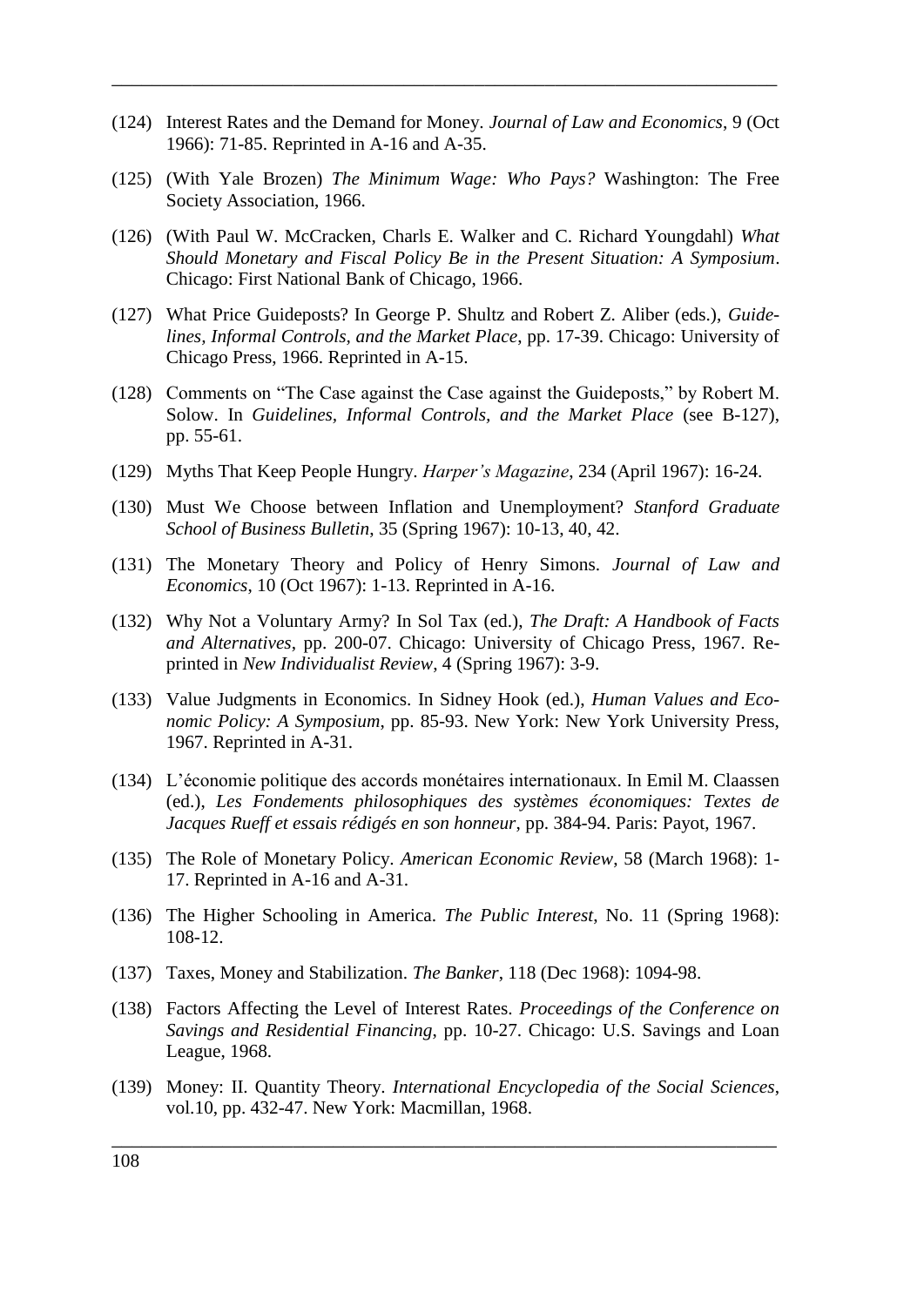(124) Interest Rates and the Demand for Money. *Journal of Law and Economics*, 9 (Oct 1966): 71-85. Reprinted in A-16 and A-35.

(125) (With Yale Brozen) *The Minimum Wage: Who Pays?* Washington: The Free Society Association, 1966.

(126) (With Paul W. McCracken, Charls E. Walker and C. Richard Youngdahl) *What Should Monetary and Fiscal Policy Be in the Present Situation: A Symposium*. Chicago: First National Bank of Chicago, 1966.

(127) What Price Guideposts? In George P. Shultz and Robert Z. Aliber (eds.), *Guidelines, Informal Controls, and the Market Place*, pp. 17-39. Chicago: University of Chicago Press, 1966. Reprinted in A-15.

(128) Comments on "The Case against the Case against the Guideposts," by Robert M. Solow. In *Guidelines, Informal Controls, and the Market Place* (see B-127), pp. 55-61.

(129) Myths That Keep People Hungry. *Harper's Magazine*, 234 (April 1967): 16-24.

(130) Must We Choose between Inflation and Unemployment? *Stanford Graduate School of Business Bulletin*, 35 (Spring 1967): 10-13, 40, 42.

(131) The Monetary Theory and Policy of Henry Simons. *Journal of Law and Economics*, 10 (Oct 1967): 1-13. Reprinted in A-16.

(132) Why Not a Voluntary Army? In Sol Tax (ed.), *The Draft: A Handbook of Facts and Alternatives*, pp. 200-07. Chicago: University of Chicago Press, 1967. Reprinted in *New Individualist Review*, 4 (Spring 1967): 3-9.

(133) Value Judgments in Economics. In Sidney Hook (ed.), *Human Values and Economic Policy: A Symposium*, pp. 85-93. New York: New York University Press, 1967. Reprinted in A-31.

(134) L'économie politique des accords monétaires internationaux. In Emil M. Claassen (ed.), *Les Fondements philosophiques des systèmes économiques: Textes de Jacques Rueff et essais rédigés en son honneur*, pp. 384-94. Paris: Payot, 1967.

(135) The Role of Monetary Policy. *American Economic Review*, 58 (March 1968): 1-17. Reprinted in A-16 and A-31.

(136) The Higher Schooling in America. *The Public Interest*, No. 11 (Spring 1968): 108-12.

(137) Taxes, Money and Stabilization. *The Banker*, 118 (Dec 1968): 1094-98.

(138) Factors Affecting the Level of Interest Rates. *Proceedings of the Conference on Savings and Residential Financing*, pp. 10-27. Chicago: U.S. Savings and Loan League, 1968.

(139) Money: II. Quantity Theory. *International Encyclopedia of the Social Sciences*, vol.10, pp. 432-47. New York: Macmillan, 1968.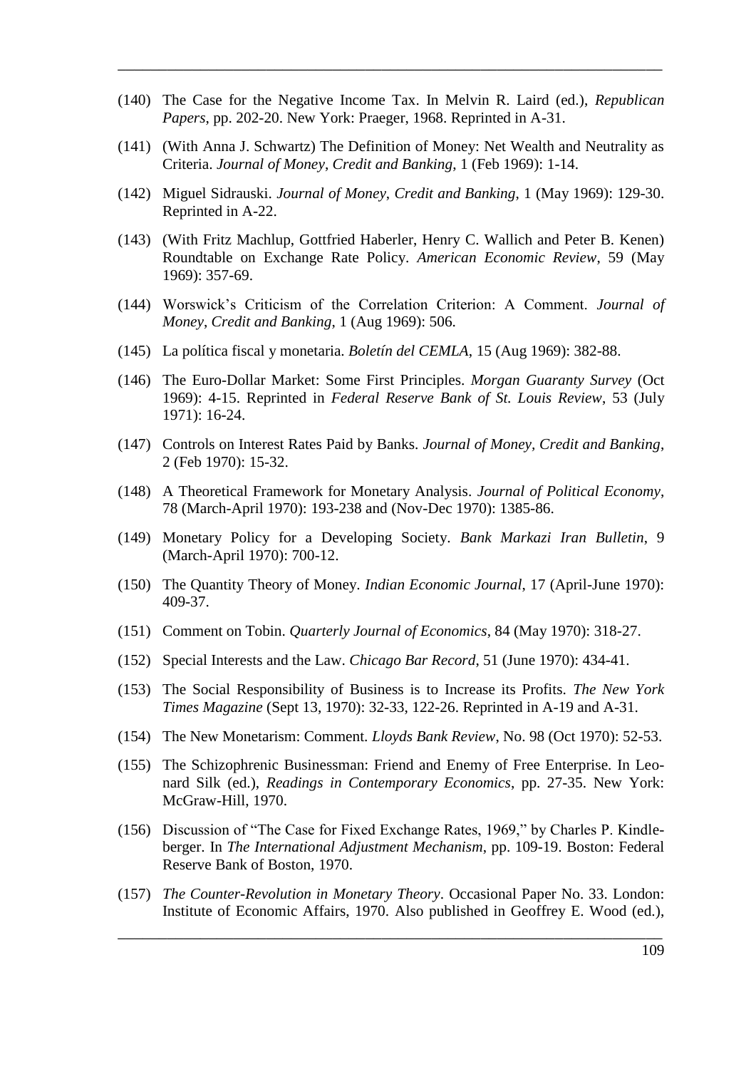(140) The Case for the Negative Income Tax. In Melvin R. Laird (ed.), *Republican Papers*, pp. 202-20. New York: Praeger, 1968. Reprinted in A-31.

(141) (With Anna J. Schwartz) The Definition of Money: Net Wealth and Neutrality as Criteria. *Journal of Money, Credit and Banking*, 1 (Feb 1969): 1-14.

(142) Miguel Sidrauski. *Journal of Money, Credit and Banking*, 1 (May 1969): 129-30. Reprinted in A-22.

(143) (With Fritz Machlup, Gottfried Haberler, Henry C. Wallich and Peter B. Kenen) Roundtable on Exchange Rate Policy. *American Economic Review*, 59 (May 1969): 357-69.

(144) Worswick's Criticism of the Correlation Criterion: A Comment. *Journal of Money, Credit and Banking*, 1 (Aug 1969): 506.

(145) La política fiscal y monetaria. *Boletín del CEMLA*, 15 (Aug 1969): 382-88.

(146) The Euro-Dollar Market: Some First Principles. *Morgan Guaranty Survey* (Oct 1969): 4-15. Reprinted in *Federal Reserve Bank of St. Louis Review*, 53 (July 1971): 16-24.

(147) Controls on Interest Rates Paid by Banks. *Journal of Money, Credit and Banking*, 2 (Feb 1970): 15-32.

(148) A Theoretical Framework for Monetary Analysis. *Journal of Political Economy*, 78 (March-April 1970): 193-238 and (Nov-Dec 1970): 1385-86.

(149) Monetary Policy for a Developing Society. *Bank Markazi Iran Bulletin*, 9 (March-April 1970): 700-12.

(150) The Quantity Theory of Money. *Indian Economic Journal*, 17 (April-June 1970): 409-37.

(151) Comment on Tobin. *Quarterly Journal of Economics*, 84 (May 1970): 318-27.

(152) Special Interests and the Law. *Chicago Bar Record*, 51 (June 1970): 434-41.

(153) The Social Responsibility of Business is to Increase its Profits. *The New York Times Magazine* (Sept 13, 1970): 32-33, 122-26. Reprinted in A-19 and A-31.

(154) The New Monetarism: Comment. *Lloyds Bank Review*, No. 98 (Oct 1970): 52-53.

(155) The Schizophrenic Businessman: Friend and Enemy of Free Enterprise. In Leonard Silk (ed.), *Readings in Contemporary Economics*, pp. 27-35. New York: McGraw-Hill, 1970.

(156) Discussion of "The Case for Fixed Exchange Rates, 1969," by Charles P. Kindleberger. In *The International Adjustment Mechanism*, pp. 109-19. Boston: Federal Reserve Bank of Boston, 1970.

(157) *The Counter-Revolution in Monetary Theory*. Occasional Paper No. 33. London: Institute of Economic Affairs, 1970. Also published in Geoffrey E. Wood (ed.),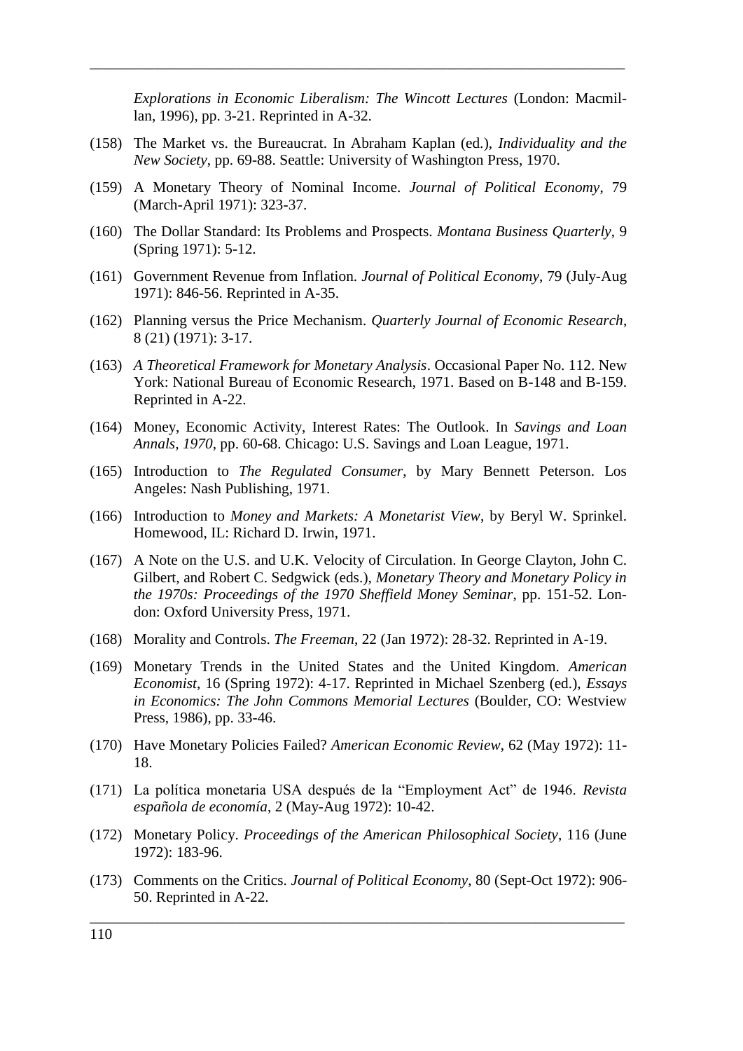*Explorations in Economic Liberalism: The Wincott Lectures* (London: Macmillan, 1996), pp. 3-21. Reprinted in A-32.

(158) The Market vs. the Bureaucrat. In Abraham Kaplan (ed.), *Individuality and the New Society*, pp. 69-88. Seattle: University of Washington Press, 1970.

(159) A Monetary Theory of Nominal Income. *Journal of Political Economy*, 79 (March-April 1971): 323-37.

(160) The Dollar Standard: Its Problems and Prospects. *Montana Business Quarterly*, 9 (Spring 1971): 5-12.

(161) Government Revenue from Inflation. *Journal of Political Economy*, 79 (July-Aug 1971): 846-56. Reprinted in A-35.

(162) Planning versus the Price Mechanism. *Quarterly Journal of Economic Research*, 8 (21) (1971): 3-17.

(163) *A Theoretical Framework for Monetary Analysis*. Occasional Paper No. 112. New York: National Bureau of Economic Research, 1971. Based on B-148 and B-159. Reprinted in A-22.

(164) Money, Economic Activity, Interest Rates: The Outlook. In *Savings and Loan Annals, 1970*, pp. 60-68. Chicago: U.S. Savings and Loan League, 1971.

(165) Introduction to *The Regulated Consumer*, by Mary Bennett Peterson. Los Angeles: Nash Publishing, 1971.

(166) Introduction to *Money and Markets: A Monetarist View*, by Beryl W. Sprinkel. Homewood, IL: Richard D. Irwin, 1971.

(167) A Note on the U.S. and U.K. Velocity of Circulation. In George Clayton, John C. Gilbert, and Robert C. Sedgwick (eds.), *Monetary Theory and Monetary Policy in the 1970s: Proceedings of the 1970 Sheffield Money Seminar*, pp. 151-52. London: Oxford University Press, 1971.

(168) Morality and Controls. *The Freeman*, 22 (Jan 1972): 28-32. Reprinted in A-19.

(169) Monetary Trends in the United States and the United Kingdom. *American Economist*, 16 (Spring 1972): 4-17. Reprinted in Michael Szenberg (ed.), *Essays in Economics: The John Commons Memorial Lectures* (Boulder, CO: Westview Press, 1986), pp. 33-46.

(170) Have Monetary Policies Failed? *American Economic Review*, 62 (May 1972): 11-18.

(171) La política monetaria USA después de la "Employment Act" de 1946. *Revista española de economía*, 2 (May-Aug 1972): 10-42.

(172) Monetary Policy. *Proceedings of the American Philosophical Society*, 116 (June 1972): 183-96.

(173) Comments on the Critics. *Journal of Political Economy*, 80 (Sept-Oct 1972): 906-50. Reprinted in A-22.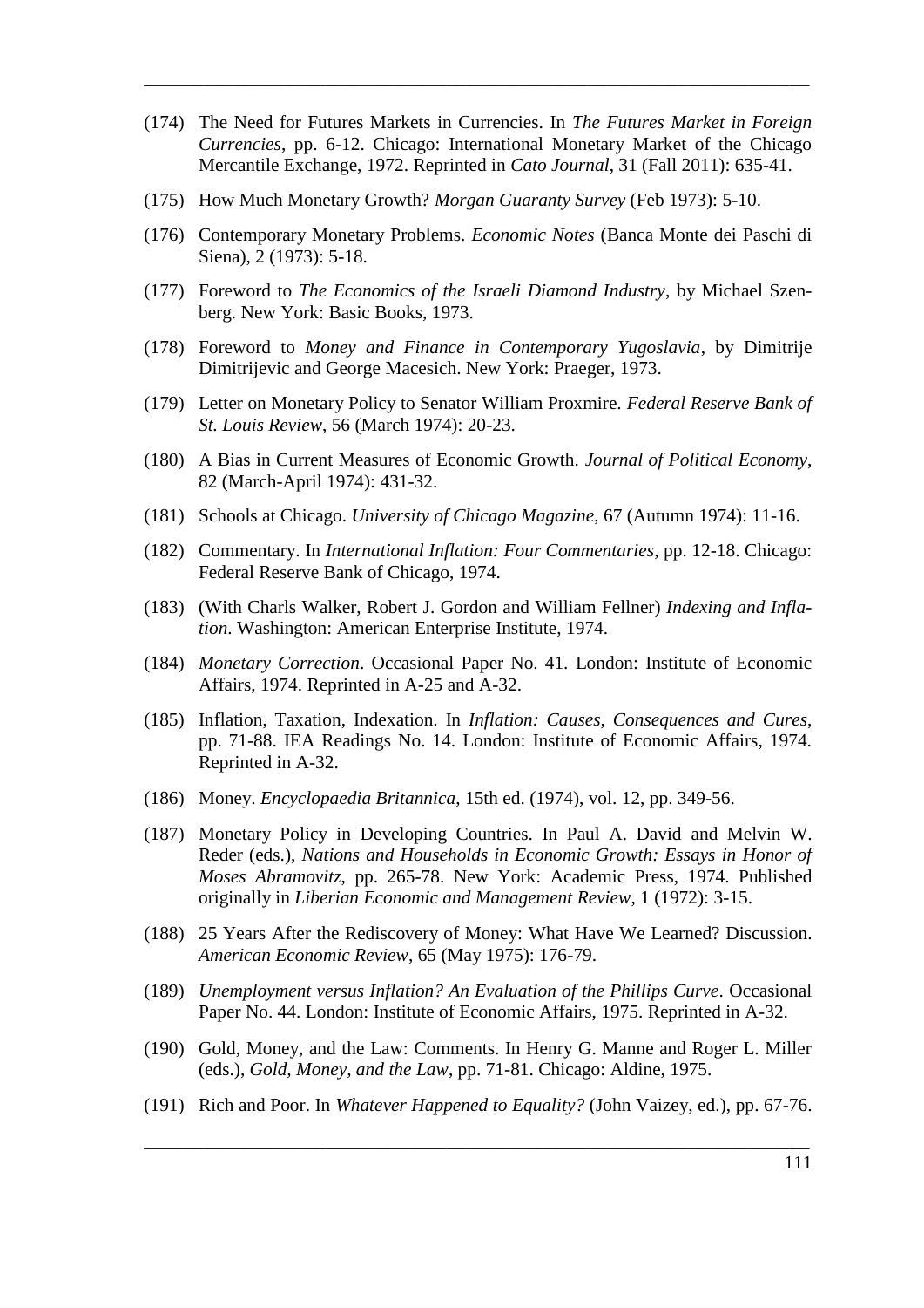(174) The Need for Futures Markets in Currencies. In *The Futures Market in Foreign Currencies*, pp. 6-12. Chicago: International Monetary Market of the Chicago Mercantile Exchange, 1972. Reprinted in *Cato Journal*, 31 (Fall 2011): 635-41.

(175) How Much Monetary Growth? *Morgan Guaranty Survey* (Feb 1973): 5-10.

(176) Contemporary Monetary Problems. *Economic Notes* (Banca Monte dei Paschi di Siena), 2 (1973): 5-18.

(177) Foreword to *The Economics of the Israeli Diamond Industry*, by Michael Szenberg. New York: Basic Books, 1973.

(178) Foreword to *Money and Finance in Contemporary Yugoslavia*, by Dimitrije Dimitrijevic and George Macesich. New York: Praeger, 1973.

(179) Letter on Monetary Policy to Senator William Proxmire. *Federal Reserve Bank of St. Louis Review*, 56 (March 1974): 20-23.

(180) A Bias in Current Measures of Economic Growth. *Journal of Political Economy*, 82 (March-April 1974): 431-32.

(181) Schools at Chicago. *University of Chicago Magazine*, 67 (Autumn 1974): 11-16.

(182) Commentary. In *International Inflation: Four Commentaries*, pp. 12-18. Chicago: Federal Reserve Bank of Chicago, 1974.

(183) (With Charls Walker, Robert J. Gordon and William Fellner) *Indexing and Inflation*. Washington: American Enterprise Institute, 1974.

(184) *Monetary Correction*. Occasional Paper No. 41. London: Institute of Economic Affairs, 1974. Reprinted in A-25 and A-32.

(185) Inflation, Taxation, Indexation. In *Inflation: Causes, Consequences and Cures*, pp. 71-88. IEA Readings No. 14. London: Institute of Economic Affairs, 1974. Reprinted in A-32.

(186) Money. *Encyclopaedia Britannica*, 15th ed. (1974), vol. 12, pp. 349-56.

(187) Monetary Policy in Developing Countries. In Paul A. David and Melvin W. Reder (eds.), *Nations and Households in Economic Growth: Essays in Honor of Moses Abramovitz*, pp. 265-78. New York: Academic Press, 1974. Published originally in *Liberian Economic and Management Review*, 1 (1972): 3-15.

(188) 25 Years After the Rediscovery of Money: What Have We Learned? Discussion. *American Economic Review*, 65 (May 1975): 176-79.

(189) *Unemployment versus Inflation? An Evaluation of the Phillips Curve*. Occasional Paper No. 44. London: Institute of Economic Affairs, 1975. Reprinted in A-32.

(190) Gold, Money, and the Law: Comments. In Henry G. Manne and Roger L. Miller (eds.), *Gold, Money, and the Law*, pp. 71-81. Chicago: Aldine, 1975.

(191) Rich and Poor. In *Whatever Happened to Equality?* (John Vaizey, ed.), pp. 67-76.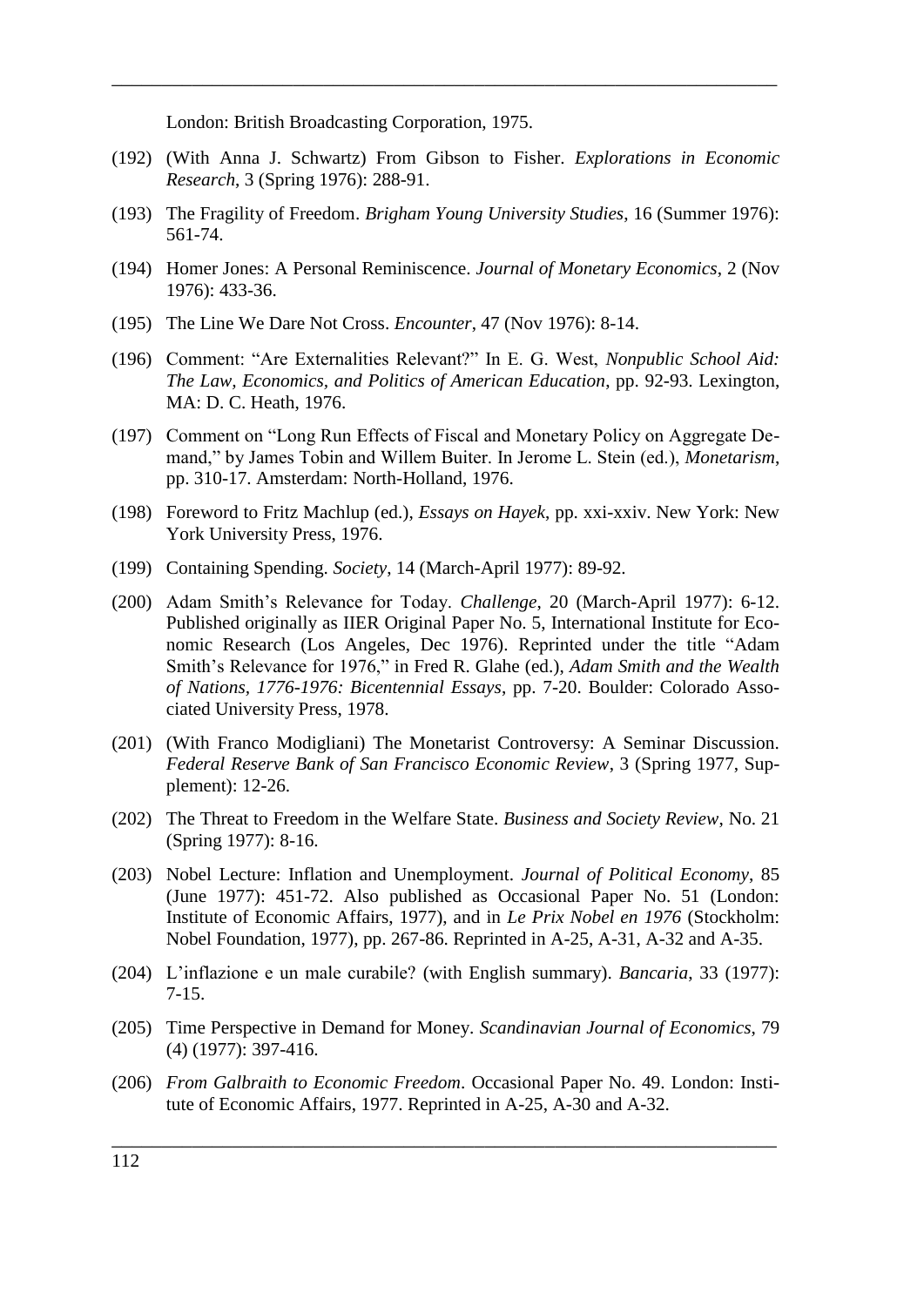London: British Broadcasting Corporation, 1975.

(192) (With Anna J. Schwartz) From Gibson to Fisher. *Explorations in Economic Research*, 3 (Spring 1976): 288-91.

(193) The Fragility of Freedom. *Brigham Young University Studies*, 16 (Summer 1976): 561-74.

(194) Homer Jones: A Personal Reminiscence. *Journal of Monetary Economics*, 2 (Nov 1976): 433-36.

(195) The Line We Dare Not Cross. *Encounter*, 47 (Nov 1976): 8-14.

(196) Comment: "Are Externalities Relevant?" In E. G. West, *Nonpublic School Aid: The Law, Economics, and Politics of American Education*, pp. 92-93. Lexington, MA: D. C. Heath, 1976.

(197) Comment on "Long Run Effects of Fiscal and Monetary Policy on Aggregate Demand," by James Tobin and Willem Buiter. In Jerome L. Stein (ed.), *Monetarism*, pp. 310-17. Amsterdam: North-Holland, 1976.

(198) Foreword to Fritz Machlup (ed.), *Essays on Hayek*, pp. xxi-xxiv. New York: New York University Press, 1976.

(199) Containing Spending. *Society*, 14 (March-April 1977): 89-92.

(200) Adam Smith's Relevance for Today. *Challenge*, 20 (March-April 1977): 6-12. Published originally as IIER Original Paper No. 5, International Institute for Economic Research (Los Angeles, Dec 1976). Reprinted under the title "Adam Smith's Relevance for 1976," in Fred R. Glahe (ed.), *Adam Smith and the Wealth of Nations, 1776-1976: Bicentennial Essays*, pp. 7-20. Boulder: Colorado Associated University Press, 1978.

(201) (With Franco Modigliani) The Monetarist Controversy: A Seminar Discussion. *Federal Reserve Bank of San Francisco Economic Review*, 3 (Spring 1977, Supplement): 12-26.

(202) The Threat to Freedom in the Welfare State. *Business and Society Review*, No. 21 (Spring 1977): 8-16.

(203) Nobel Lecture: Inflation and Unemployment. *Journal of Political Economy*, 85 (June 1977): 451-72. Also published as Occasional Paper No. 51 (London: Institute of Economic Affairs, 1977), and in *Le Prix Nobel en 1976* (Stockholm: Nobel Foundation, 1977), pp. 267-86. Reprinted in A-25, A-31, A-32 and A-35.

(204) L'inflazione e un male curabile? (with English summary). *Bancaria*, 33 (1977): 7-15.

(205) Time Perspective in Demand for Money. *Scandinavian Journal of Economics*, 79 (4) (1977): 397-416.

(206) *From Galbraith to Economic Freedom*. Occasional Paper No. 49. London: Institute of Economic Affairs, 1977. Reprinted in A-25, A-30 and A-32.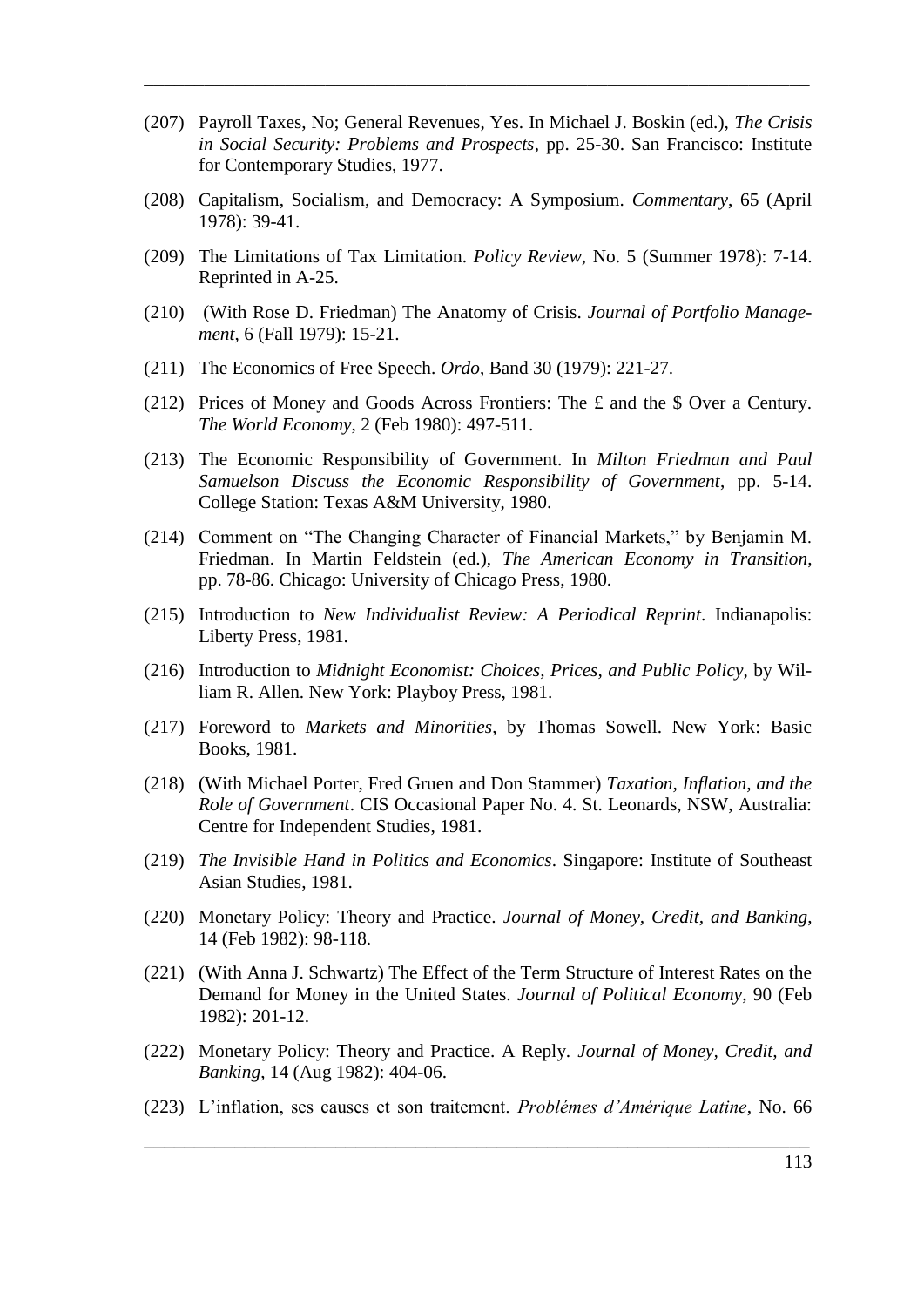(207) Payroll Taxes, No; General Revenues, Yes. In Michael J. Boskin (ed.), *The Crisis in Social Security: Problems and Prospects*, pp. 25-30. San Francisco: Institute for Contemporary Studies, 1977.

(208) Capitalism, Socialism, and Democracy: A Symposium. *Commentary*, 65 (April 1978): 39-41.

(209) The Limitations of Tax Limitation. *Policy Review*, No. 5 (Summer 1978): 7-14. Reprinted in A-25.

(210) (With Rose D. Friedman) The Anatomy of Crisis. *Journal of Portfolio Management*, 6 (Fall 1979): 15-21.

(211) The Economics of Free Speech. *Ordo*, Band 30 (1979): 221-27.

(212) Prices of Money and Goods Across Frontiers: The £ and the $ Over a Century. *The World Economy*, 2 (Feb 1980): 497-511.

(213) The Economic Responsibility of Government. In *Milton Friedman and Paul Samuelson Discuss the Economic Responsibility of Government*, pp. 5-14. College Station: Texas A&M University, 1980.

(214) Comment on "The Changing Character of Financial Markets," by Benjamin M. Friedman. In Martin Feldstein (ed.), *The American Economy in Transition*, pp. 78-86. Chicago: University of Chicago Press, 1980.

(215) Introduction to *New Individualist Review: A Periodical Reprint*. Indianapolis: Liberty Press, 1981.

(216) Introduction to *Midnight Economist: Choices, Prices, and Public Policy*, by William R. Allen. New York: Playboy Press, 1981.

(217) Foreword to *Markets and Minorities*, by Thomas Sowell. New York: Basic Books, 1981.

(218) (With Michael Porter, Fred Gruen and Don Stammer) *Taxation, Inflation, and the Role of Government*. CIS Occasional Paper No. 4. St. Leonards, NSW, Australia: Centre for Independent Studies, 1981.

(219) *The Invisible Hand in Politics and Economics*. Singapore: Institute of Southeast Asian Studies, 1981.

(220) Monetary Policy: Theory and Practice. *Journal of Money, Credit, and Banking*, 14 (Feb 1982): 98-118.

(221) (With Anna J. Schwartz) The Effect of the Term Structure of Interest Rates on the Demand for Money in the United States. *Journal of Political Economy*, 90 (Feb 1982): 201-12.

(222) Monetary Policy: Theory and Practice. A Reply. *Journal of Money, Credit, and Banking*, 14 (Aug 1982): 404-06.

(223) L'inflation, ses causes et son traitement. *Problémes d'Amérique Latine*, No. 66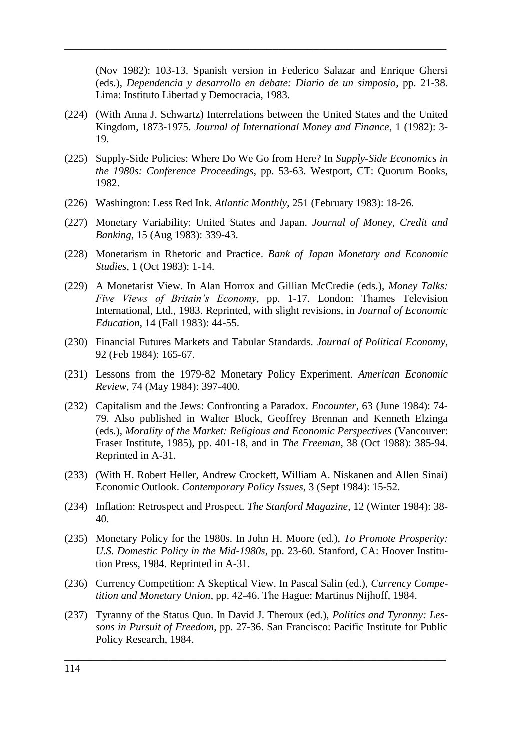(Nov 1982): 103-13. Spanish version in Federico Salazar and Enrique Ghersi (eds.), *Dependencia y desarrollo en debate: Diario de un simposio*, pp. 21-38. Lima: Instituto Libertad y Democracia, 1983.

(224) (With Anna J. Schwartz) Interrelations between the United States and the United Kingdom, 1873-1975. *Journal of International Money and Finance*, 1 (1982): 3-19.

(225) Supply-Side Policies: Where Do We Go from Here? In *Supply-Side Economics in the 1980s: Conference Proceedings*, pp. 53-63. Westport, CT: Quorum Books, 1982.

(226) Washington: Less Red Ink. *Atlantic Monthly*, 251 (February 1983): 18-26.

(227) Monetary Variability: United States and Japan. *Journal of Money, Credit and Banking*, 15 (Aug 1983): 339-43.

(228) Monetarism in Rhetoric and Practice. *Bank of Japan Monetary and Economic Studies*, 1 (Oct 1983): 1-14.

(229) A Monetarist View. In Alan Horrox and Gillian McCredie (eds.), *Money Talks: Five Views of Britain's Economy*, pp. 1-17. London: Thames Television International, Ltd., 1983. Reprinted, with slight revisions, in *Journal of Economic Education*, 14 (Fall 1983): 44-55.

(230) Financial Futures Markets and Tabular Standards. *Journal of Political Economy*, 92 (Feb 1984): 165-67.

(231) Lessons from the 1979-82 Monetary Policy Experiment. *American Economic Review*, 74 (May 1984): 397-400.

(232) Capitalism and the Jews: Confronting a Paradox. *Encounter*, 63 (June 1984): 74-79. Also published in Walter Block, Geoffrey Brennan and Kenneth Elzinga (eds.), *Morality of the Market: Religious and Economic Perspectives* (Vancouver: Fraser Institute, 1985), pp. 401-18, and in *The Freeman*, 38 (Oct 1988): 385-94. Reprinted in A-31.

(233) (With H. Robert Heller, Andrew Crockett, William A. Niskanen and Allen Sinai) Economic Outlook. *Contemporary Policy Issues*, 3 (Sept 1984): 15-52.

(234) Inflation: Retrospect and Prospect. *The Stanford Magazine*, 12 (Winter 1984): 38-40.

(235) Monetary Policy for the 1980s. In John H. Moore (ed.), *To Promote Prosperity: U.S. Domestic Policy in the Mid-1980s*, pp. 23-60. Stanford, CA: Hoover Institution Press, 1984. Reprinted in A-31.

(236) Currency Competition: A Skeptical View. In Pascal Salin (ed.), *Currency Competition and Monetary Union*, pp. 42-46. The Hague: Martinus Nijhoff, 1984.

(237) Tyranny of the Status Quo. In David J. Theroux (ed.), *Politics and Tyranny: Lessons in Pursuit of Freedom*, pp. 27-36. San Francisco: Pacific Institute for Public Policy Research, 1984.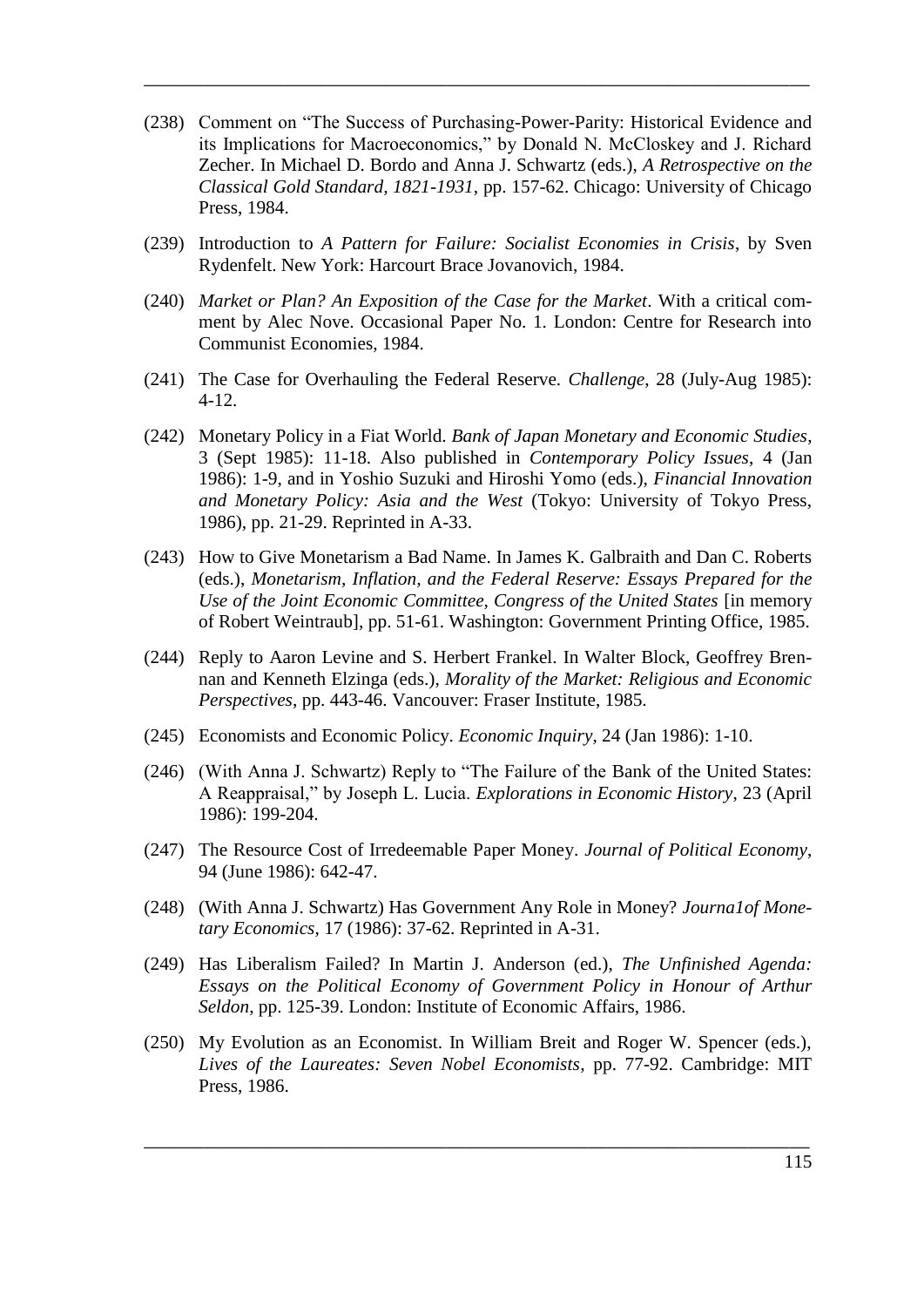(238) Comment on "The Success of Purchasing-Power-Parity: Historical Evidence and its Implications for Macroeconomics," by Donald N. McCloskey and J. Richard Zecher. In Michael D. Bordo and Anna J. Schwartz (eds.), *A Retrospective on the Classical Gold Standard, 1821-1931*, pp. 157-62. Chicago: University of Chicago Press, 1984.

(239) Introduction to *A Pattern for Failure: Socialist Economies in Crisis*, by Sven Rydenfelt. New York: Harcourt Brace Jovanovich, 1984.

(240) *Market or Plan? An Exposition of the Case for the Market*. With a critical comment by Alec Nove. Occasional Paper No. 1. London: Centre for Research into Communist Economies, 1984.

(241) The Case for Overhauling the Federal Reserve. *Challenge*, 28 (July-Aug 1985): 4-12.

(242) Monetary Policy in a Fiat World. *Bank of Japan Monetary and Economic Studies*, 3 (Sept 1985): 11-18. Also published in *Contemporary Policy Issues*, 4 (Jan 1986): 1-9, and in Yoshio Suzuki and Hiroshi Yomo (eds.), *Financial Innovation and Monetary Policy: Asia and the West* (Tokyo: University of Tokyo Press, 1986), pp. 21-29. Reprinted in A-33.

(243) How to Give Monetarism a Bad Name. In James K. Galbraith and Dan C. Roberts (eds.), *Monetarism, Inflation, and the Federal Reserve: Essays Prepared for the Use of the Joint Economic Committee, Congress of the United States* [in memory of Robert Weintraub], pp. 51-61. Washington: Government Printing Office, 1985.

(244) Reply to Aaron Levine and S. Herbert Frankel. In Walter Block, Geoffrey Brennan and Kenneth Elzinga (eds.), *Morality of the Market: Religious and Economic Perspectives*, pp. 443-46. Vancouver: Fraser Institute, 1985.

(245) Economists and Economic Policy. *Economic Inquiry*, 24 (Jan 1986): 1-10.

(246) (With Anna J. Schwartz) Reply to "The Failure of the Bank of the United States: A Reappraisal," by Joseph L. Lucia. *Explorations in Economic History*, 23 (April 1986): 199-204.

(247) The Resource Cost of Irredeemable Paper Money. *Journal of Political Economy*, 94 (June 1986): 642-47.

(248) (With Anna J. Schwartz) Has Government Any Role in Money? *Journa1of Monetary Economics*, 17 (1986): 37-62. Reprinted in A-31.

(249) Has Liberalism Failed? In Martin J. Anderson (ed.), *The Unfinished Agenda: Essays on the Political Economy of Government Policy in Honour of Arthur Seldon*, pp. 125-39. London: Institute of Economic Affairs, 1986.

(250) My Evolution as an Economist. In William Breit and Roger W. Spencer (eds.), *Lives of the Laureates: Seven Nobel Economists*, pp. 77-92. Cambridge: MIT Press, 1986.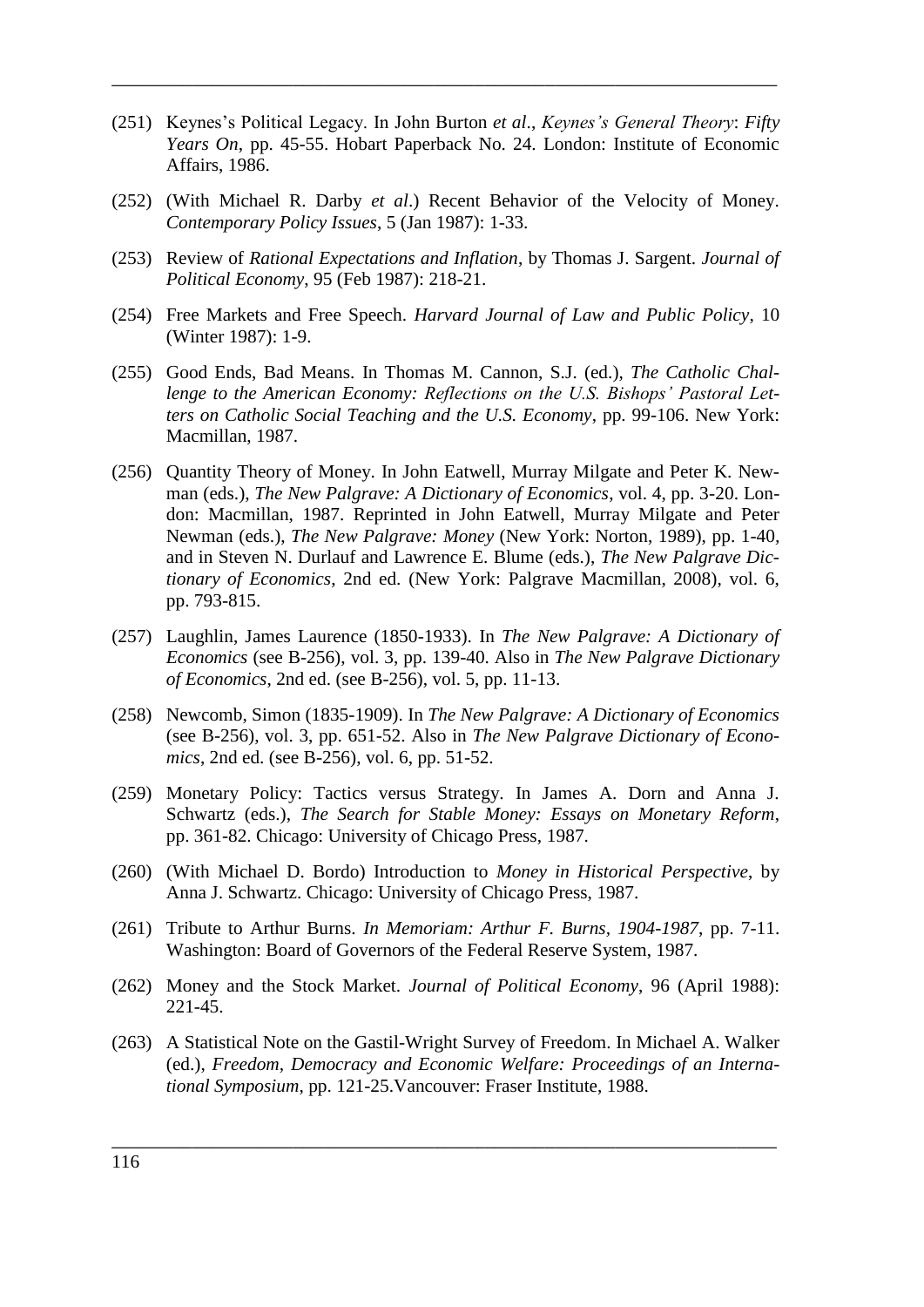(251) Keynes's Political Legacy. In John Burton *et al*., *Keynes's General Theory*: *Fifty Years On*, pp. 45-55. Hobart Paperback No. 24. London: Institute of Economic Affairs, 1986.

(252) (With Michael R. Darby *et al*.) Recent Behavior of the Velocity of Money. *Contemporary Policy Issues*, 5 (Jan 1987): 1-33.

(253) Review of *Rational Expectations and Inflation*, by Thomas J. Sargent. *Journal of Political Economy*, 95 (Feb 1987): 218-21.

(254) Free Markets and Free Speech. *Harvard Journal of Law and Public Policy*, 10 (Winter 1987): 1-9.

(255) Good Ends, Bad Means. In Thomas M. Cannon, S.J. (ed.), *The Catholic Challenge to the American Economy: Reflections on the U.S. Bishops' Pastoral Letters on Catholic Social Teaching and the U.S. Economy*, pp. 99-106. New York: Macmillan, 1987.

(256) Quantity Theory of Money. In John Eatwell, Murray Milgate and Peter K. Newman (eds.), *The New Palgrave: A Dictionary of Economics*, vol. 4, pp. 3-20. London: Macmillan, 1987. Reprinted in John Eatwell, Murray Milgate and Peter Newman (eds.), *The New Palgrave: Money* (New York: Norton, 1989), pp. 1-40, and in Steven N. Durlauf and Lawrence E. Blume (eds.), *The New Palgrave Dictionary of Economics*, 2nd ed. (New York: Palgrave Macmillan, 2008), vol. 6, pp. 793-815.

(257) Laughlin, James Laurence (1850-1933). In *The New Palgrave: A Dictionary of Economics* (see B-256), vol. 3, pp. 139-40. Also in *The New Palgrave Dictionary of Economics*, 2nd ed. (see B-256), vol. 5, pp. 11-13.

(258) Newcomb, Simon (1835-1909). In *The New Palgrave: A Dictionary of Economics* (see B-256), vol. 3, pp. 651-52. Also in *The New Palgrave Dictionary of Economics*, 2nd ed. (see B-256), vol. 6, pp. 51-52.

(259) Monetary Policy: Tactics versus Strategy. In James A. Dorn and Anna J. Schwartz (eds.), *The Search for Stable Money: Essays on Monetary Reform*, pp. 361-82. Chicago: University of Chicago Press, 1987.

(260) (With Michael D. Bordo) Introduction to *Money in Historical Perspective*, by Anna J. Schwartz. Chicago: University of Chicago Press, 1987.

(261) Tribute to Arthur Burns. *In Memoriam: Arthur F. Burns, 1904-1987*, pp. 7-11. Washington: Board of Governors of the Federal Reserve System, 1987.

(262) Money and the Stock Market. *Journal of Political Economy*, 96 (April 1988): 221-45.

(263) A Statistical Note on the Gastil-Wright Survey of Freedom. In Michael A. Walker (ed.), *Freedom, Democracy and Economic Welfare: Proceedings of an International Symposium*, pp. 121-25.Vancouver: Fraser Institute, 1988.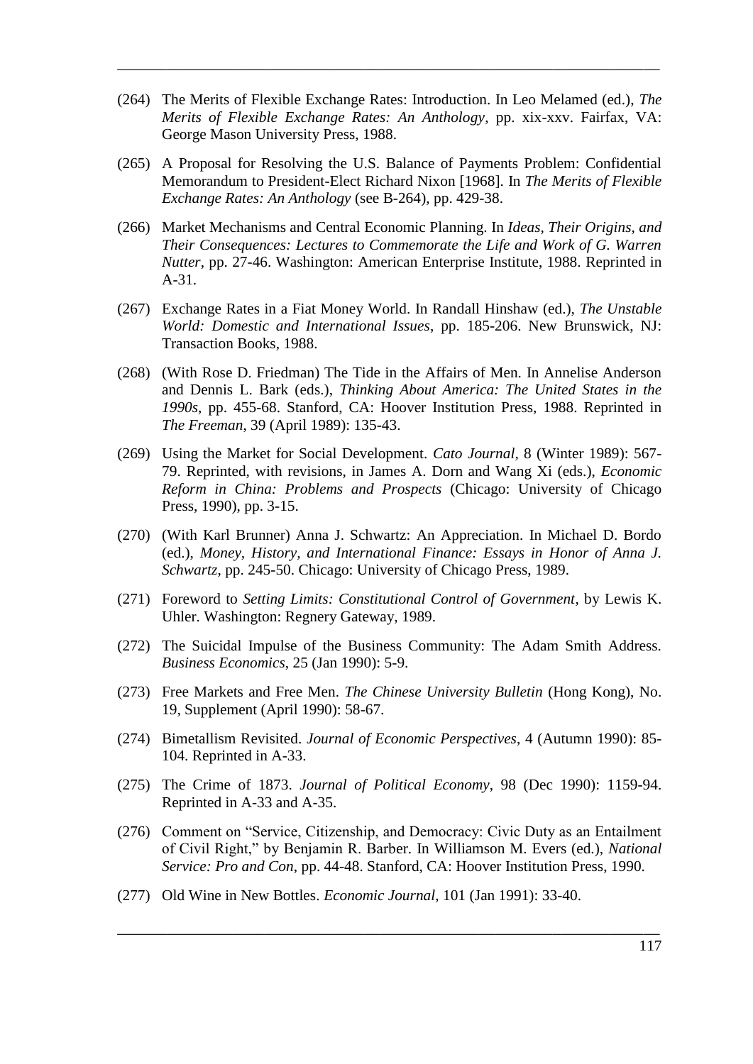(264) The Merits of Flexible Exchange Rates: Introduction. In Leo Melamed (ed.), *The Merits of Flexible Exchange Rates: An Anthology*, pp. xix-xxv. Fairfax, VA: George Mason University Press, 1988.

(265) A Proposal for Resolving the U.S. Balance of Payments Problem: Confidential Memorandum to President-Elect Richard Nixon [1968]. In *The Merits of Flexible Exchange Rates: An Anthology* (see B-264), pp. 429-38.

(266) Market Mechanisms and Central Economic Planning. In *Ideas, Their Origins, and Their Consequences: Lectures to Commemorate the Life and Work of G. Warren Nutter*, pp. 27-46. Washington: American Enterprise Institute, 1988. Reprinted in A-31.

(267) Exchange Rates in a Fiat Money World. In Randall Hinshaw (ed.), *The Unstable World: Domestic and International Issues*, pp. 185-206. New Brunswick, NJ: Transaction Books, 1988.

(268) (With Rose D. Friedman) The Tide in the Affairs of Men. In Annelise Anderson and Dennis L. Bark (eds.), *Thinking About America: The United States in the 1990s*, pp. 455-68. Stanford, CA: Hoover Institution Press, 1988. Reprinted in *The Freeman*, 39 (April 1989): 135-43.

(269) Using the Market for Social Development. *Cato Journal*, 8 (Winter 1989): 567-79. Reprinted, with revisions, in James A. Dorn and Wang Xi (eds.), *Economic Reform in China: Problems and Prospects* (Chicago: University of Chicago Press, 1990), pp. 3-15.

(270) (With Karl Brunner) Anna J. Schwartz: An Appreciation. In Michael D. Bordo (ed.), *Money, History, and International Finance: Essays in Honor of Anna J. Schwartz*, pp. 245-50. Chicago: University of Chicago Press, 1989.

(271) Foreword to *Setting Limits: Constitutional Control of Government*, by Lewis K. Uhler. Washington: Regnery Gateway, 1989.

(272) The Suicidal Impulse of the Business Community: The Adam Smith Address. *Business Economics*, 25 (Jan 1990): 5-9.

(273) Free Markets and Free Men. *The Chinese University Bulletin* (Hong Kong), No. 19, Supplement (April 1990): 58-67.

(274) Bimetallism Revisited. *Journal of Economic Perspectives*, 4 (Autumn 1990): 85-104. Reprinted in A-33.

(275) The Crime of 1873. *Journal of Political Economy*, 98 (Dec 1990): 1159-94. Reprinted in A-33 and A-35.

(276) Comment on "Service, Citizenship, and Democracy: Civic Duty as an Entailment of Civil Right," by Benjamin R. Barber. In Williamson M. Evers (ed.), *National Service: Pro and Con*, pp. 44-48. Stanford, CA: Hoover Institution Press, 1990.

(277) Old Wine in New Bottles. *Economic Journal*, 101 (Jan 1991): 33-40.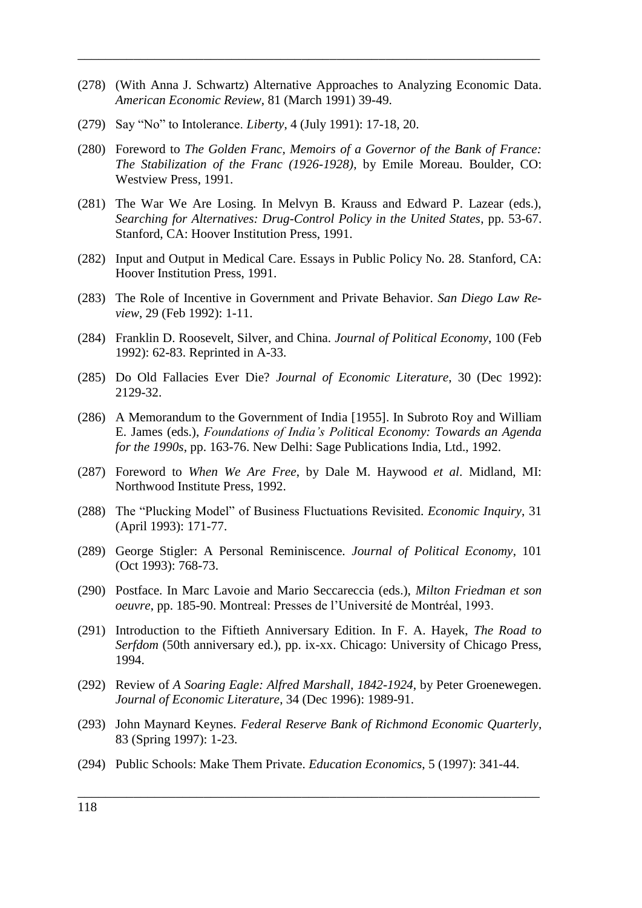(278) (With Anna J. Schwartz) Alternative Approaches to Analyzing Economic Data. *American Economic Review*, 81 (March 1991) 39-49.

(279) Say "No" to Intolerance. *Liberty*, 4 (July 1991): 17-18, 20.

(280) Foreword to *The Golden Franc, Memoirs of a Governor of the Bank of France: The Stabilization of the Franc (1926-1928)*, by Emile Moreau. Boulder, CO: Westview Press, 1991.

(281) The War We Are Losing. In Melvyn B. Krauss and Edward P. Lazear (eds.), *Searching for Alternatives: Drug-Control Policy in the United States*, pp. 53-67. Stanford, CA: Hoover Institution Press, 1991.

(282) Input and Output in Medical Care. Essays in Public Policy No. 28. Stanford, CA: Hoover Institution Press, 1991.

(283) The Role of Incentive in Government and Private Behavior. *San Diego Law Review*, 29 (Feb 1992): 1-11.

(284) Franklin D. Roosevelt, Silver, and China. *Journal of Political Economy*, 100 (Feb 1992): 62-83. Reprinted in A-33.

(285) Do Old Fallacies Ever Die? *Journal of Economic Literature*, 30 (Dec 1992): 2129-32.

(286) A Memorandum to the Government of India [1955]. In Subroto Roy and William E. James (eds.), *Foundations of India's Political Economy: Towards an Agenda for the 1990s*, pp. 163-76. New Delhi: Sage Publications India, Ltd., 1992.

(287) Foreword to *When We Are Free*, by Dale M. Haywood *et al*. Midland, MI: Northwood Institute Press, 1992.

(288) The "Plucking Model" of Business Fluctuations Revisited. *Economic Inquiry*, 31 (April 1993): 171-77.

(289) George Stigler: A Personal Reminiscence. *Journal of Political Economy*, 101 (Oct 1993): 768-73.

(290) Postface. In Marc Lavoie and Mario Seccareccia (eds.), *Milton Friedman et son oeuvre*, pp. 185-90. Montreal: Presses de l'Université de Montréal, 1993.

(291) Introduction to the Fiftieth Anniversary Edition. In F. A. Hayek, *The Road to Serfdom* (50th anniversary ed.), pp. ix-xx. Chicago: University of Chicago Press, 1994.

(292) Review of *A Soaring Eagle: Alfred Marshall, 1842-1924*, by Peter Groenewegen. *Journal of Economic Literature*, 34 (Dec 1996): 1989-91.

(293) John Maynard Keynes. *Federal Reserve Bank of Richmond Economic Quarterly*, 83 (Spring 1997): 1-23.

(294) Public Schools: Make Them Private. *Education Economics*, 5 (1997): 341-44.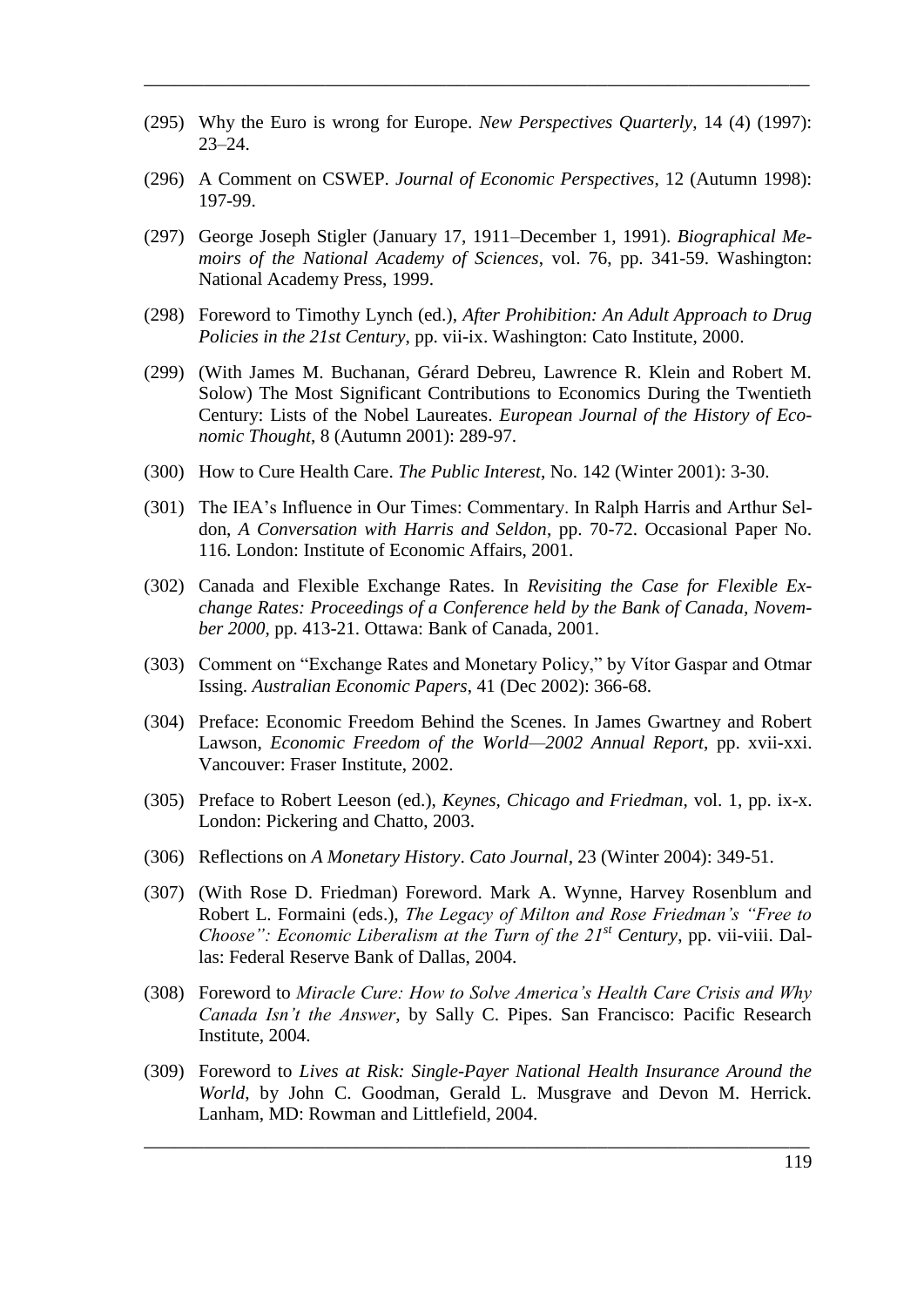(295) Why the Euro is wrong for Europe. *New Perspectives Quarterly*, 14 (4) (1997): 23–24.

(296) A Comment on CSWEP. *Journal of Economic Perspectives*, 12 (Autumn 1998): 197-99.

(297) George Joseph Stigler (January 17, 1911–December 1, 1991). *Biographical Memoirs of the National Academy of Sciences*, vol. 76, pp. 341-59. Washington: National Academy Press, 1999.

(298) Foreword to Timothy Lynch (ed.), *After Prohibition: An Adult Approach to Drug Policies in the 21st Century*, pp. vii-ix. Washington: Cato Institute, 2000.

(299) (With James M. Buchanan, Gérard Debreu, Lawrence R. Klein and Robert M. Solow) The Most Significant Contributions to Economics During the Twentieth Century: Lists of the Nobel Laureates. *European Journal of the History of Economic Thought*, 8 (Autumn 2001): 289-97.

(300) How to Cure Health Care. *The Public Interest*, No. 142 (Winter 2001): 3-30.

(301) The IEA's Influence in Our Times: Commentary. In Ralph Harris and Arthur Seldon, *A Conversation with Harris and Seldon*, pp. 70-72. Occasional Paper No. 116. London: Institute of Economic Affairs, 2001.

(302) Canada and Flexible Exchange Rates. In *Revisiting the Case for Flexible Exchange Rates: Proceedings of a Conference held by the Bank of Canada, November 2000*, pp. 413-21. Ottawa: Bank of Canada, 2001.

(303) Comment on "Exchange Rates and Monetary Policy," by Vítor Gaspar and Otmar Issing. *Australian Economic Papers*, 41 (Dec 2002): 366-68.

(304) Preface: Economic Freedom Behind the Scenes. In James Gwartney and Robert Lawson, *Economic Freedom of the World—2002 Annual Report*, pp. xvii-xxi. Vancouver: Fraser Institute, 2002.

(305) Preface to Robert Leeson (ed.), *Keynes, Chicago and Friedman*, vol. 1, pp. ix-x. London: Pickering and Chatto, 2003.

(306) Reflections on *A Monetary History*. *Cato Journal*, 23 (Winter 2004): 349-51.

(307) (With Rose D. Friedman) Foreword. Mark A. Wynne, Harvey Rosenblum and Robert L. Formaini (eds.), *The Legacy of Milton and Rose Friedman's "Free to Choose": Economic Liberalism at the Turn of the 21st Century*, pp. vii-viii. Dallas: Federal Reserve Bank of Dallas, 2004.

(308) Foreword to *Miracle Cure: How to Solve America's Health Care Crisis and Why Canada Isn't the Answer*, by Sally C. Pipes. San Francisco: Pacific Research Institute, 2004.

(309) Foreword to *Lives at Risk: Single-Payer National Health Insurance Around the World*, by John C. Goodman, Gerald L. Musgrave and Devon M. Herrick. Lanham, MD: Rowman and Littlefield, 2004.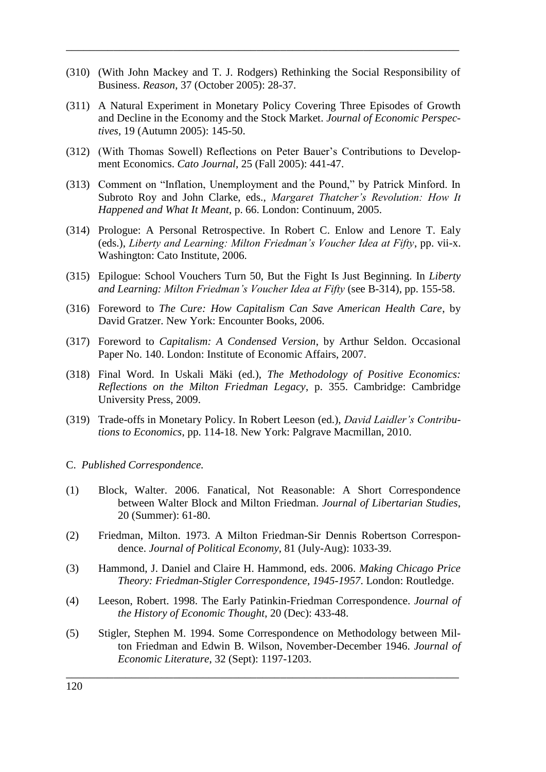(310) (With John Mackey and T. J. Rodgers) Rethinking the Social Responsibility of Business. *Reason*, 37 (October 2005): 28-37.

(311) A Natural Experiment in Monetary Policy Covering Three Episodes of Growth and Decline in the Economy and the Stock Market. *Journal of Economic Perspectives*, 19 (Autumn 2005): 145-50.

(312) (With Thomas Sowell) Reflections on Peter Bauer's Contributions to Development Economics. *Cato Journal*, 25 (Fall 2005): 441-47.

(313) Comment on "Inflation, Unemployment and the Pound," by Patrick Minford. In Subroto Roy and John Clarke, eds., *Margaret Thatcher's Revolution: How It Happened and What It Meant*, p. 66. London: Continuum, 2005.

(314) Prologue: A Personal Retrospective. In Robert C. Enlow and Lenore T. Ealy (eds.), *Liberty and Learning: Milton Friedman's Voucher Idea at Fifty*, pp. vii-x. Washington: Cato Institute, 2006.

(315) Epilogue: School Vouchers Turn 50, But the Fight Is Just Beginning. In *Liberty and Learning: Milton Friedman's Voucher Idea at Fifty* (see B-314), pp. 155-58.

(316) Foreword to *The Cure: How Capitalism Can Save American Health Care*, by David Gratzer. New York: Encounter Books, 2006.

(317) Foreword to *Capitalism: A Condensed Version*, by Arthur Seldon. Occasional Paper No. 140. London: Institute of Economic Affairs, 2007.

(318) Final Word. In Uskali Mäki (ed.), *The Methodology of Positive Economics: Reflections on the Milton Friedman Legacy*, p. 355. Cambridge: Cambridge University Press, 2009.

(319) Trade-offs in Monetary Policy. In Robert Leeson (ed.), *David Laidler's Contributions to Economics*, pp. 114-18. New York: Palgrave Macmillan, 2010.

C. *Published Correspondence.*

(1) Block, Walter. 2006. Fanatical, Not Reasonable: A Short Correspondence between Walter Block and Milton Friedman. *Journal of Libertarian Studies*, 20 (Summer): 61-80.

(2) Friedman, Milton. 1973. A Milton Friedman-Sir Dennis Robertson Correspondence. *Journal of Political Economy*, 81 (July-Aug): 1033-39.

(3) Hammond, J. Daniel and Claire H. Hammond, eds. 2006. *Making Chicago Price Theory: Friedman-Stigler Correspondence, 1945-1957*. London: Routledge.

(4) Leeson, Robert. 1998. The Early Patinkin-Friedman Correspondence. *Journal of the History of Economic Thought*, 20 (Dec): 433-48.

(5) Stigler, Stephen M. 1994. Some Correspondence on Methodology between Milton Friedman and Edwin B. Wilson, November-December 1946. *Journal of Economic Literature*, 32 (Sept): 1197-1203.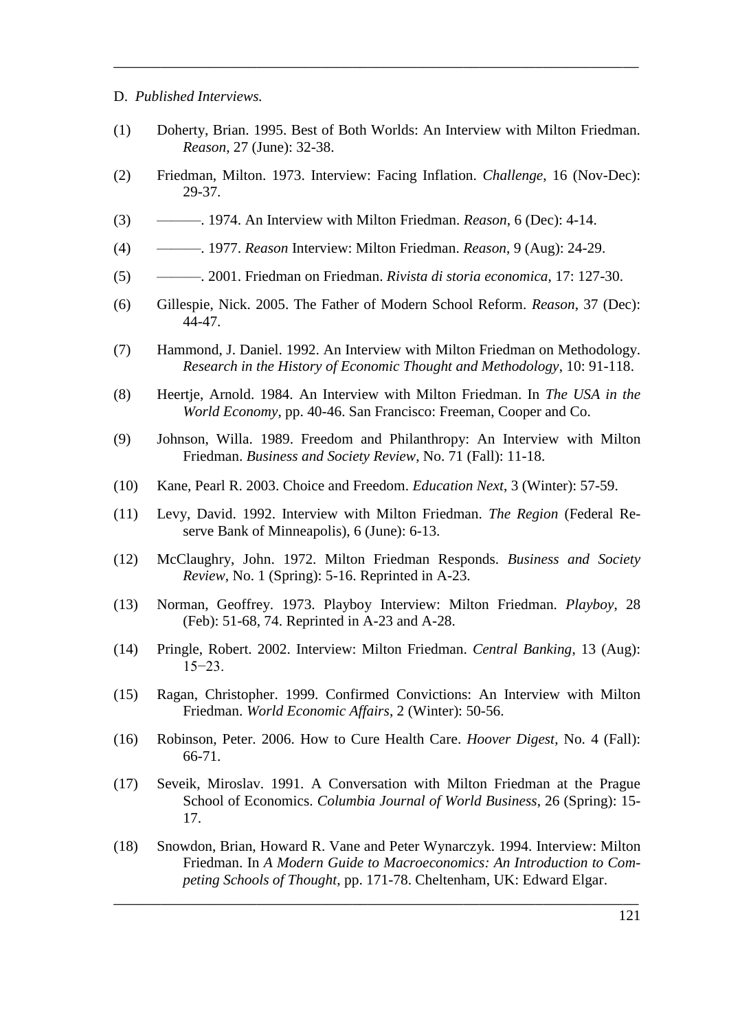D. *Published Interviews.*

(1) Doherty, Brian. 1995. Best of Both Worlds: An Interview with Milton Friedman. *Reason*, 27 (June): 32-38.

(2) Friedman, Milton. 1973. Interview: Facing Inflation. *Challenge*, 16 (Nov-Dec): 29-37.

(3) ———. 1974. An Interview with Milton Friedman. *Reason*, 6 (Dec): 4-14.

(4) ———. 1977. *Reason* Interview: Milton Friedman. *Reason*, 9 (Aug): 24-29.

(5) ———. 2001. Friedman on Friedman. *Rivista di storia economica*, 17: 127-30.

(6) Gillespie, Nick. 2005. The Father of Modern School Reform. *Reason*, 37 (Dec): 44-47.

(7) Hammond, J. Daniel. 1992. An Interview with Milton Friedman on Methodology. *Research in the History of Economic Thought and Methodology*, 10: 91-118.

(8) Heertje, Arnold. 1984. An Interview with Milton Friedman. In *The USA in the World Economy*, pp. 40-46. San Francisco: Freeman, Cooper and Co.

(9) Johnson, Willa. 1989. Freedom and Philanthropy: An Interview with Milton Friedman. *Business and Society Review*, No. 71 (Fall): 11-18.

(10) Kane, Pearl R. 2003. Choice and Freedom. *Education Next*, 3 (Winter): 57-59.

(11) Levy, David. 1992. Interview with Milton Friedman. *The Region* (Federal Reserve Bank of Minneapolis), 6 (June): 6-13.

(12) McClaughry, John. 1972. Milton Friedman Responds. *Business and Society Review*, No. 1 (Spring): 5-16. Reprinted in A-23.

(13) Norman, Geoffrey. 1973. Playboy Interview: Milton Friedman. *Playboy*, 28 (Feb): 51-68, 74. Reprinted in A-23 and A-28.

(14) Pringle, Robert. 2002. Interview: Milton Friedman. *Central Banking*, 13 (Aug): 15−23.

(15) Ragan, Christopher. 1999. Confirmed Convictions: An Interview with Milton Friedman. *World Economic Affairs*, 2 (Winter): 50-56.

(16) Robinson, Peter. 2006. How to Cure Health Care. *Hoover Digest*, No. 4 (Fall): 66-71.

(17) Seveik, Miroslav. 1991. A Conversation with Milton Friedman at the Prague School of Economics. *Columbia Journal of World Business*, 26 (Spring): 15-17.

(18) Snowdon, Brian, Howard R. Vane and Peter Wynarczyk. 1994. Interview: Milton Friedman. In *A Modern Guide to Macroeconomics: An Introduction to Competing Schools of Thought*, pp. 171-78. Cheltenham, UK: Edward Elgar.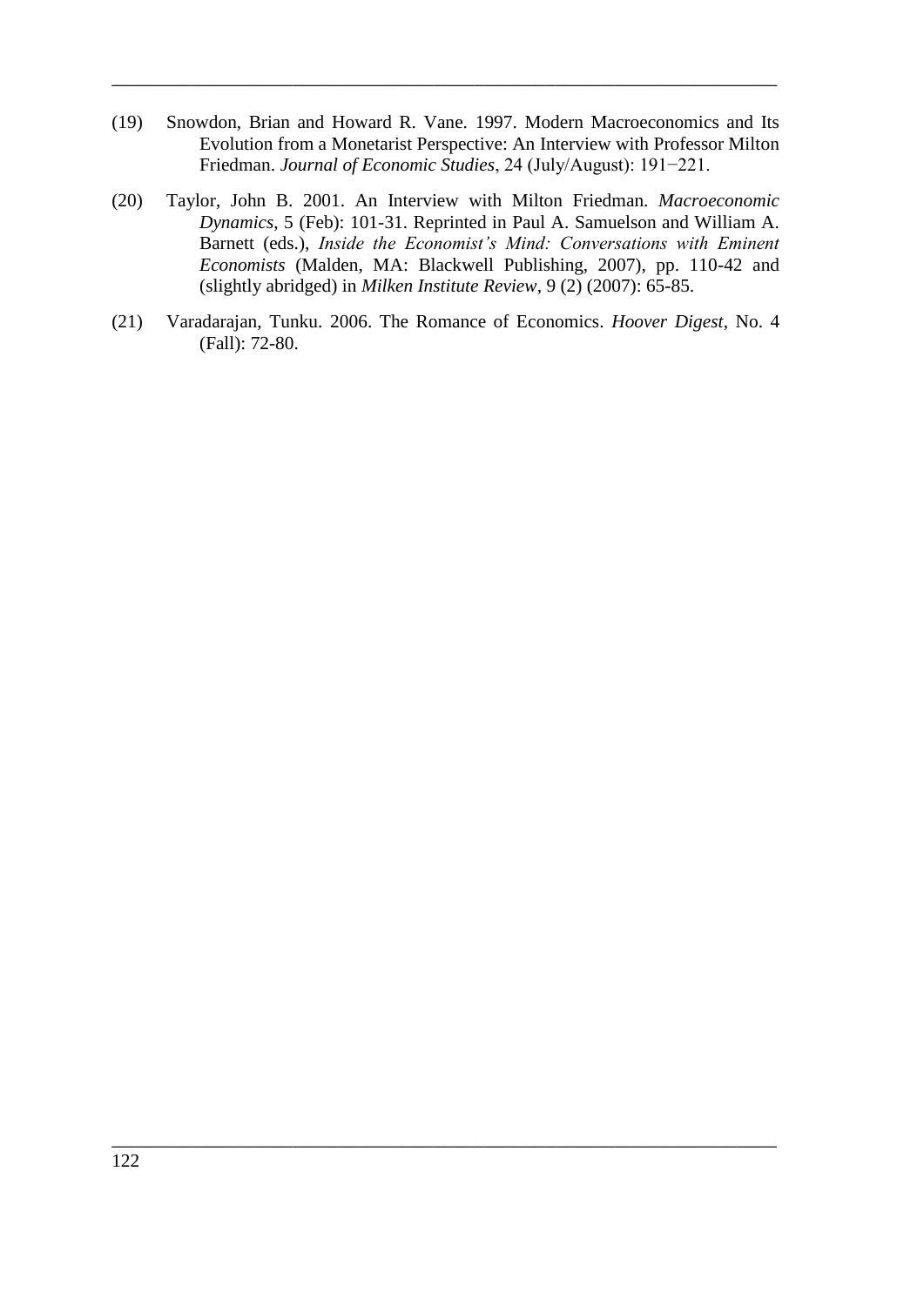(19) Snowdon, Brian and Howard R. Vane. 1997. Modern Macroeconomics and Its Evolution from a Monetarist Perspective: An Interview with Professor Milton Friedman. *Journal of Economic Studies*, 24 (July/August): 191−221.

(20) Taylor, John B. 2001. An Interview with Milton Friedman. *Macroeconomic Dynamics*, 5 (Feb): 101-31. Reprinted in Paul A. Samuelson and William A. Barnett (eds.), *Inside the Economist's Mind: Conversations with Eminent Economists* (Malden, MA: Blackwell Publishing, 2007), pp. 110-42 and (slightly abridged) in *Milken Institute Review*, 9 (2) (2007): 65-85.

(21) Varadarajan, Tunku. 2006. The Romance of Economics. *Hoover Digest*, No. 4 (Fall): 72-80.